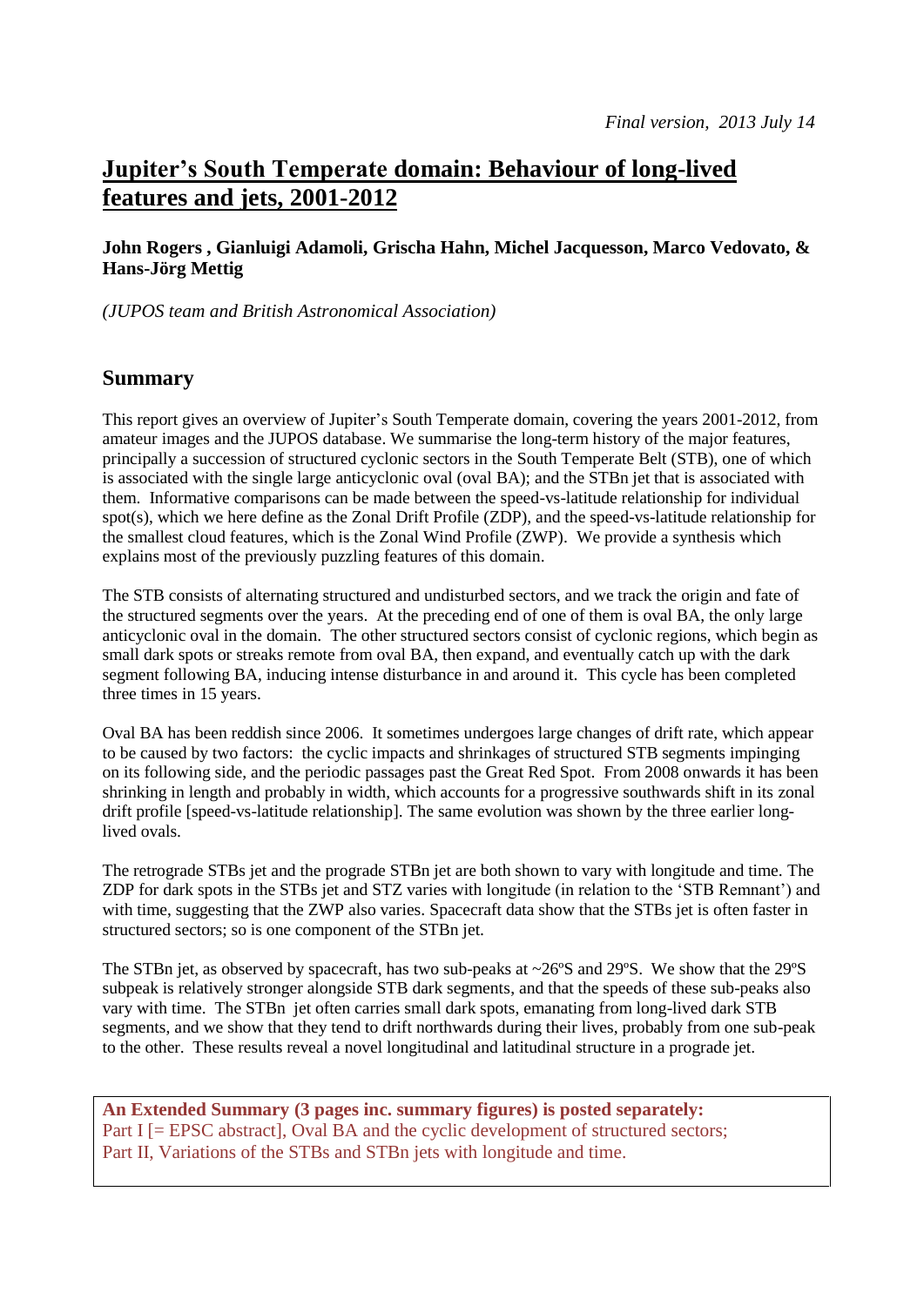*Final version, 2013 July 14*

# Jupiter's South Temperate domain: Behaviour of long-lived features and jets, 2001-2012

**John Rogers , Gianluigi Adamoli, Grischa Hahn, Michel Jacquesson, Marco Vedovato, & Hans-Jörg Mettig**

*(JUPOS team and British Astronomical Association)*

## Summary

This report gives an overview of Jupiter's South Temperate domain, covering the years 2001-2012, from amateur images and the JUPOS database. We summarise the long-term history of the major features, principally a succession of structured cyclonic sectors in the South Temperate Belt (STB), one of which is associated with the single large anticyclonic oval (oval BA); and the STBn jet that is associated with them. Informative comparisons can be made between the speed-vs-latitude relationship for individual spot(s), which we here define as the Zonal Drift Profile (ZDP), and the speed-vs-latitude relationship for the smallest cloud features, which is the Zonal Wind Profile (ZWP). We provide a synthesis which explains most of the previously puzzling features of this domain.

The STB consists of alternating structured and undisturbed sectors, and we track the origin and fate of the structured segments over the years. At the preceding end of one of them is oval BA, the only large anticyclonic oval in the domain. The other structured sectors consist of cyclonic regions, which begin as small dark spots or streaks remote from oval BA, then expand, and eventually catch up with the dark segment following BA, inducing intense disturbance in and around it. This cycle has been completed three times in 15 years.

Oval BA has been reddish since 2006. It sometimes undergoes large changes of drift rate, which appear to be caused by two factors: the cyclic impacts and shrinkages of structured STB segments impinging on its following side, and the periodic passages past the Great Red Spot. From 2008 onwards it has been shrinking in length and probably in width, which accounts for a progressive southwards shift in its zonal drift profile [speed-vs-latitude relationship]. The same evolution was shown by the three earlier long-lived ovals.

The retrograde STBs jet and the prograde STBn jet are both shown to vary with longitude and time. The ZDP for dark spots in the STBs jet and STZ varies with longitude (in relation to the 'STB Remnant') and with time, suggesting that the ZWP also varies. Spacecraft data show that the STBs jet is often faster in structured sectors; so is one component of the STBn jet.

The STBn jet, as observed by spacecraft, has two sub-peaks at ~26ºS and 29ºS. We show that the 29ºS subpeak is relatively stronger alongside STB dark segments, and that the speeds of these sub-peaks also vary with time. The STBn jet often carries small dark spots, emanating from long-lived dark STB segments, and we show that they tend to drift northwards during their lives, probably from one sub-peak to the other. These results reveal a novel longitudinal and latitudinal structure in a prograde jet.

**An Extended Summary (3 pages inc. summary figures) is posted separately:**
Part I [= EPSC abstract], Oval BA and the cyclic development of structured sectors;
Part II, Variations of the STBs and STBn jets with longitude and time.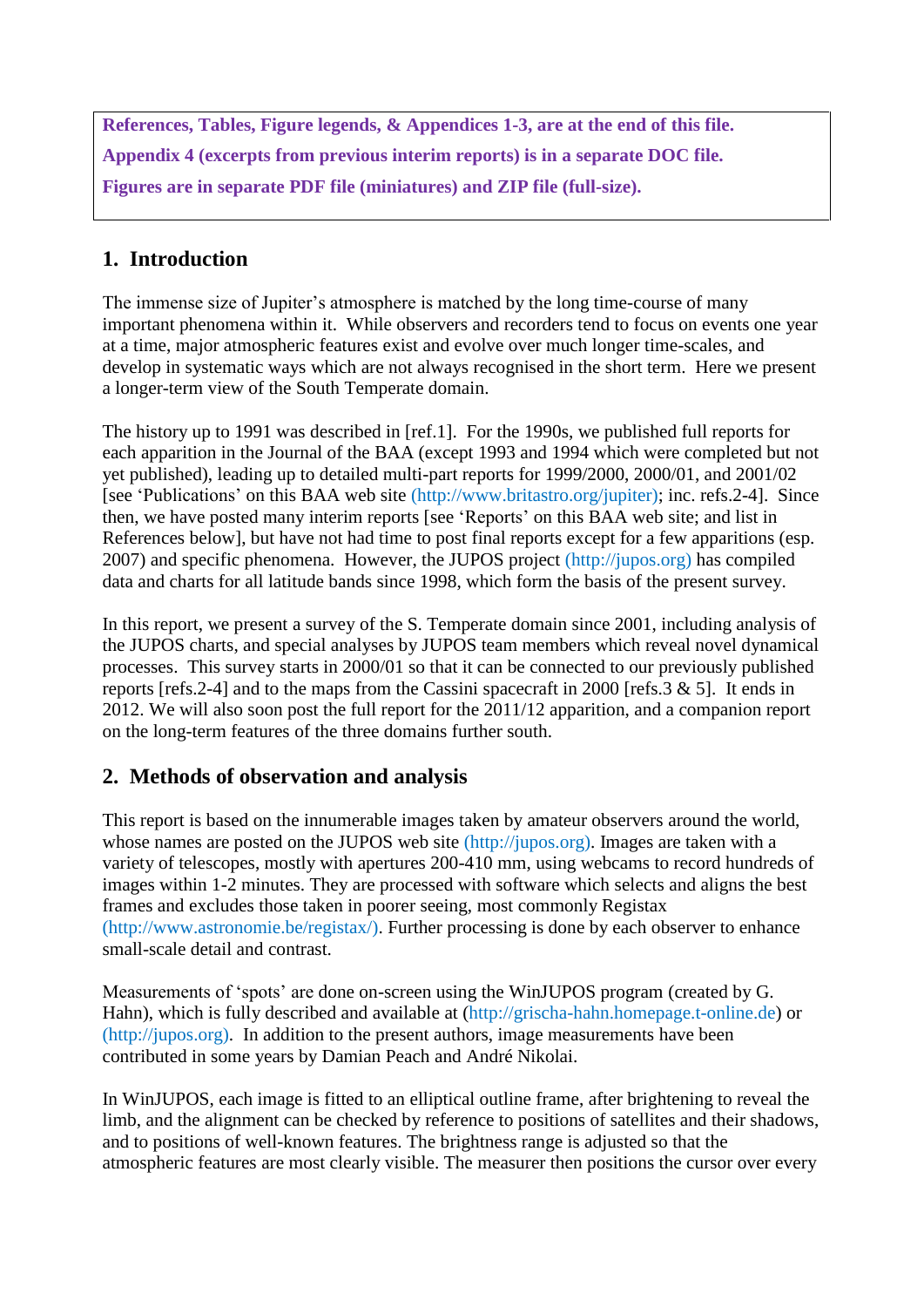**References, Tables, Figure legends, & Appendices 1-3, are at the end of this file.**

**Appendix 4 (excerpts from previous interim reports) is in a separate DOC file.**

**Figures are in separate PDF file (miniatures) and ZIP file (full-size).**

## 1. Introduction

The immense size of Jupiter's atmosphere is matched by the long time-course of many important phenomena within it. While observers and recorders tend to focus on events one year at a time, major atmospheric features exist and evolve over much longer time-scales, and develop in systematic ways which are not always recognised in the short term. Here we present a longer-term view of the South Temperate domain.

The history up to 1991 was described in [ref.1]. For the 1990s, we published full reports for each apparition in the Journal of the BAA (except 1993 and 1994 which were completed but not yet published), leading up to detailed multi-part reports for 1999/2000, 2000/01, and 2001/02 [see 'Publications' on this BAA web site (http://www.britastro.org/jupiter); inc. refs.2-4]. Since then, we have posted many interim reports [see 'Reports' on this BAA web site; and list in References below], but have not had time to post final reports except for a few apparitions (esp. 2007) and specific phenomena. However, the JUPOS project (http://jupos.org) has compiled data and charts for all latitude bands since 1998, which form the basis of the present survey.

In this report, we present a survey of the S. Temperate domain since 2001, including analysis of the JUPOS charts, and special analyses by JUPOS team members which reveal novel dynamical processes. This survey starts in 2000/01 so that it can be connected to our previously published reports [refs.2-4] and to the maps from the Cassini spacecraft in 2000 [refs.3 & 5]. It ends in 2012. We will also soon post the full report for the 2011/12 apparition, and a companion report on the long-term features of the three domains further south.

## 2. Methods of observation and analysis

This report is based on the innumerable images taken by amateur observers around the world, whose names are posted on the JUPOS web site (http://jupos.org). Images are taken with a variety of telescopes, mostly with apertures 200-410 mm, using webcams to record hundreds of images within 1-2 minutes. They are processed with software which selects and aligns the best frames and excludes those taken in poorer seeing, most commonly Registax (http://www.astronomie.be/registax/). Further processing is done by each observer to enhance small-scale detail and contrast.

Measurements of 'spots' are done on-screen using the WinJUPOS program (created by G. Hahn), which is fully described and available at (http://grischa-hahn.homepage.t-online.de) or (http://jupos.org). In addition to the present authors, image measurements have been contributed in some years by Damian Peach and André Nikolai.

In WinJUPOS, each image is fitted to an elliptical outline frame, after brightening to reveal the limb, and the alignment can be checked by reference to positions of satellites and their shadows, and to positions of well-known features. The brightness range is adjusted so that the atmospheric features are most clearly visible. The measurer then positions the cursor over every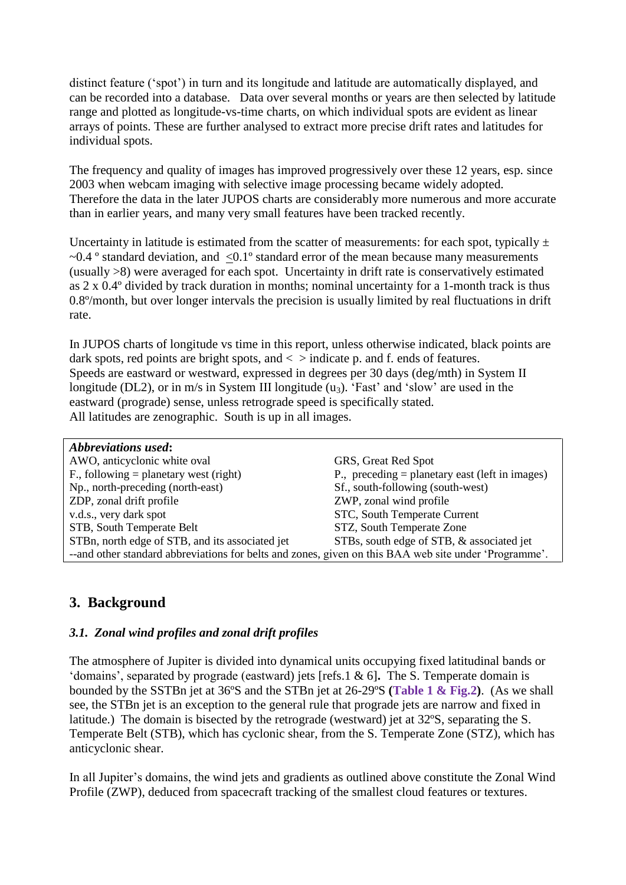distinct feature ('spot') in turn and its longitude and latitude are automatically displayed, and can be recorded into a database. Data over several months or years are then selected by latitude range and plotted as longitude-vs-time charts, on which individual spots are evident as linear arrays of points. These are further analysed to extract more precise drift rates and latitudes for individual spots.

The frequency and quality of images has improved progressively over these 12 years, esp. since 2003 when webcam imaging with selective image processing became widely adopted. Therefore the data in the later JUPOS charts are considerably more numerous and more accurate than in earlier years, and many very small features have been tracked recently.

Uncertainty in latitude is estimated from the scatter of measurements: for each spot, typically ± ~0.4 º standard deviation, and <0.1º standard error of the mean because many measurements (usually >8) were averaged for each spot. Uncertainty in drift rate is conservatively estimated as 2 x 0.4º divided by track duration in months; nominal uncertainty for a 1-month track is thus 0.8º/month, but over longer intervals the precision is usually limited by real fluctuations in drift rate.

In JUPOS charts of longitude vs time in this report, unless otherwise indicated, black points are dark spots, red points are bright spots, and < > indicate p. and f. ends of features.
Speeds are eastward or westward, expressed in degrees per 30 days (deg/mth) in System II longitude (DL2), or in m/s in System III longitude ($u_3$). 'Fast' and 'slow' are used in the eastward (prograde) sense, unless retrograde speed is specifically stated.
All latitudes are zenographic. South is up in all images.

| ***Abbreviations used*:** | |
|---|---|
| AWO, anticyclonic white oval | GRS, Great Red Spot |
| F., following = planetary west (right) | P., preceding = planetary east (left in images) |
| Np., north-preceding (north-east) | Sf., south-following (south-west) |
| ZDP, zonal drift profile | ZWP, zonal wind profile |
| v.d.s., very dark spot | STC, South Temperate Current |
| STB, South Temperate Belt | STZ, South Temperate Zone |
| STBn, north edge of STB, and its associated jet | STBs, south edge of STB, & associated jet |
| --and other standard abbreviations for belts and zones, given on this BAA web site under 'Programme'. | |

## 3. Background

### *3.1. Zonal wind profiles and zonal drift profiles*

The atmosphere of Jupiter is divided into dynamical units occupying fixed latitudinal bands or 'domains', separated by prograde (eastward) jets [refs.1 & 6]**.** The S. Temperate domain is bounded by the SSTBn jet at 36ºS and the STBn jet at 26-29ºS **(Table 1 & Fig.2)**. (As we shall see, the STBn jet is an exception to the general rule that prograde jets are narrow and fixed in latitude.) The domain is bisected by the retrograde (westward) jet at 32ºS, separating the S. Temperate Belt (STB), which has cyclonic shear, from the S. Temperate Zone (STZ), which has anticyclonic shear.

In all Jupiter's domains, the wind jets and gradients as outlined above constitute the Zonal Wind Profile (ZWP), deduced from spacecraft tracking of the smallest cloud features or textures.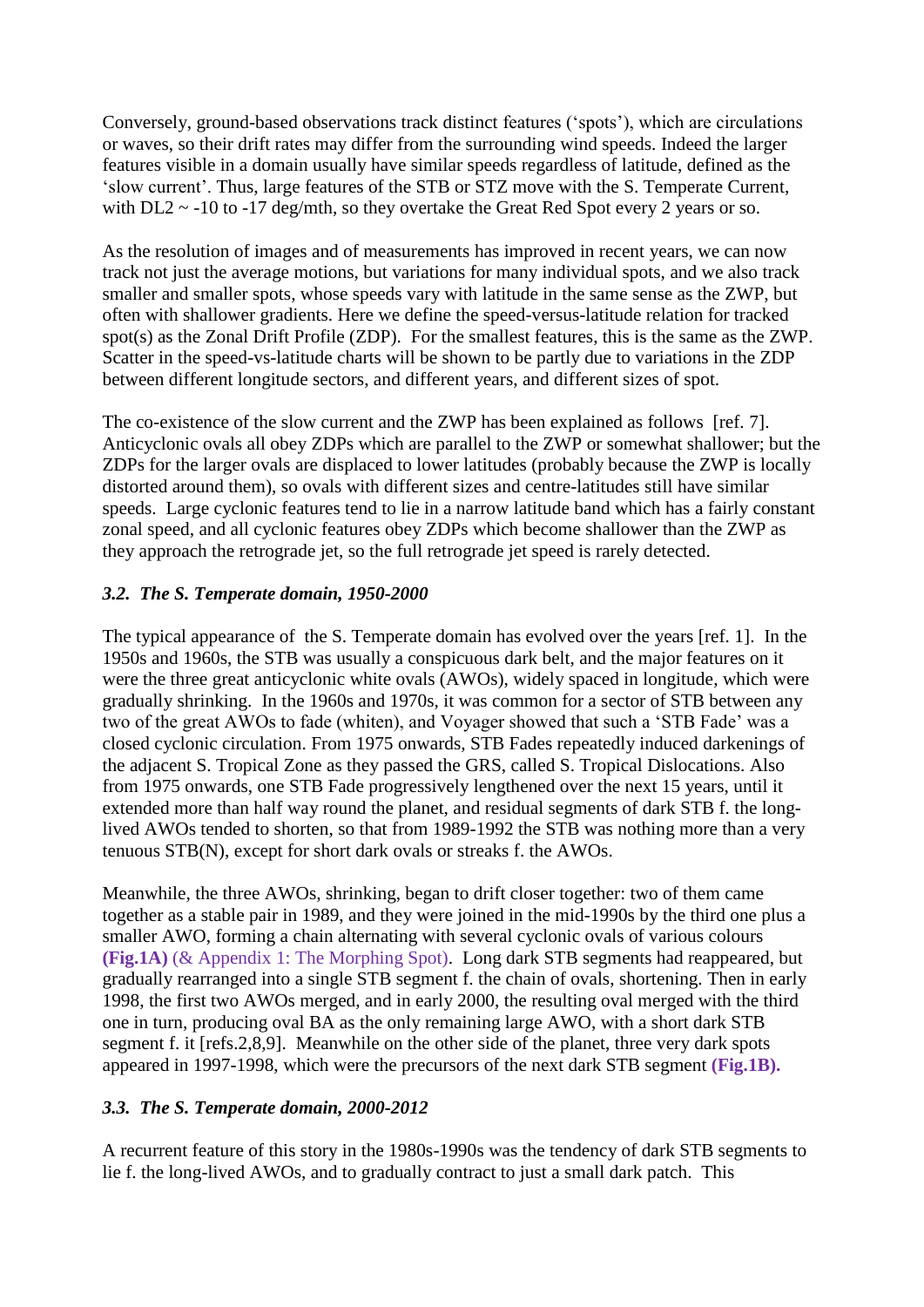Conversely, ground-based observations track distinct features ('spots'), which are circulations or waves, so their drift rates may differ from the surrounding wind speeds. Indeed the larger features visible in a domain usually have similar speeds regardless of latitude, defined as the 'slow current'. Thus, large features of the STB or STZ move with the S. Temperate Current, with DL2 ~ -10 to -17 deg/mth, so they overtake the Great Red Spot every 2 years or so.

As the resolution of images and of measurements has improved in recent years, we can now track not just the average motions, but variations for many individual spots, and we also track smaller and smaller spots, whose speeds vary with latitude in the same sense as the ZWP, but often with shallower gradients. Here we define the speed-versus-latitude relation for tracked spot(s) as the Zonal Drift Profile (ZDP). For the smallest features, this is the same as the ZWP. Scatter in the speed-vs-latitude charts will be shown to be partly due to variations in the ZDP between different longitude sectors, and different years, and different sizes of spot.

The co-existence of the slow current and the ZWP has been explained as follows [ref. 7]. Anticyclonic ovals all obey ZDPs which are parallel to the ZWP or somewhat shallower; but the ZDPs for the larger ovals are displaced to lower latitudes (probably because the ZWP is locally distorted around them), so ovals with different sizes and centre-latitudes still have similar speeds. Large cyclonic features tend to lie in a narrow latitude band which has a fairly constant zonal speed, and all cyclonic features obey ZDPs which become shallower than the ZWP as they approach the retrograde jet, so the full retrograde jet speed is rarely detected.

### *3.2. The S. Temperate domain, 1950-2000*

The typical appearance of the S. Temperate domain has evolved over the years [ref. 1]. In the 1950s and 1960s, the STB was usually a conspicuous dark belt, and the major features on it were the three great anticyclonic white ovals (AWOs), widely spaced in longitude, which were gradually shrinking. In the 1960s and 1970s, it was common for a sector of STB between any two of the great AWOs to fade (whiten), and Voyager showed that such a 'STB Fade' was a closed cyclonic circulation. From 1975 onwards, STB Fades repeatedly induced darkenings of the adjacent S. Tropical Zone as they passed the GRS, called S. Tropical Dislocations. Also from 1975 onwards, one STB Fade progressively lengthened over the next 15 years, until it extended more than half way round the planet, and residual segments of dark STB f. the long-lived AWOs tended to shorten, so that from 1989-1992 the STB was nothing more than a very tenuous STB(N), except for short dark ovals or streaks f. the AWOs.

Meanwhile, the three AWOs, shrinking, began to drift closer together: two of them came together as a stable pair in 1989, and they were joined in the mid-1990s by the third one plus a smaller AWO, forming a chain alternating with several cyclonic ovals of various colours **(Fig.1A)** (& Appendix 1: The Morphing Spot). Long dark STB segments had reappeared, but gradually rearranged into a single STB segment f. the chain of ovals, shortening. Then in early 1998, the first two AWOs merged, and in early 2000, the resulting oval merged with the third one in turn, producing oval BA as the only remaining large AWO, with a short dark STB segment f. it [refs.2,8,9]. Meanwhile on the other side of the planet, three very dark spots appeared in 1997-1998, which were the precursors of the next dark STB segment **(Fig.1B).**

### *3.3. The S. Temperate domain, 2000-2012*

A recurrent feature of this story in the 1980s-1990s was the tendency of dark STB segments to lie f. the long-lived AWOs, and to gradually contract to just a small dark patch. This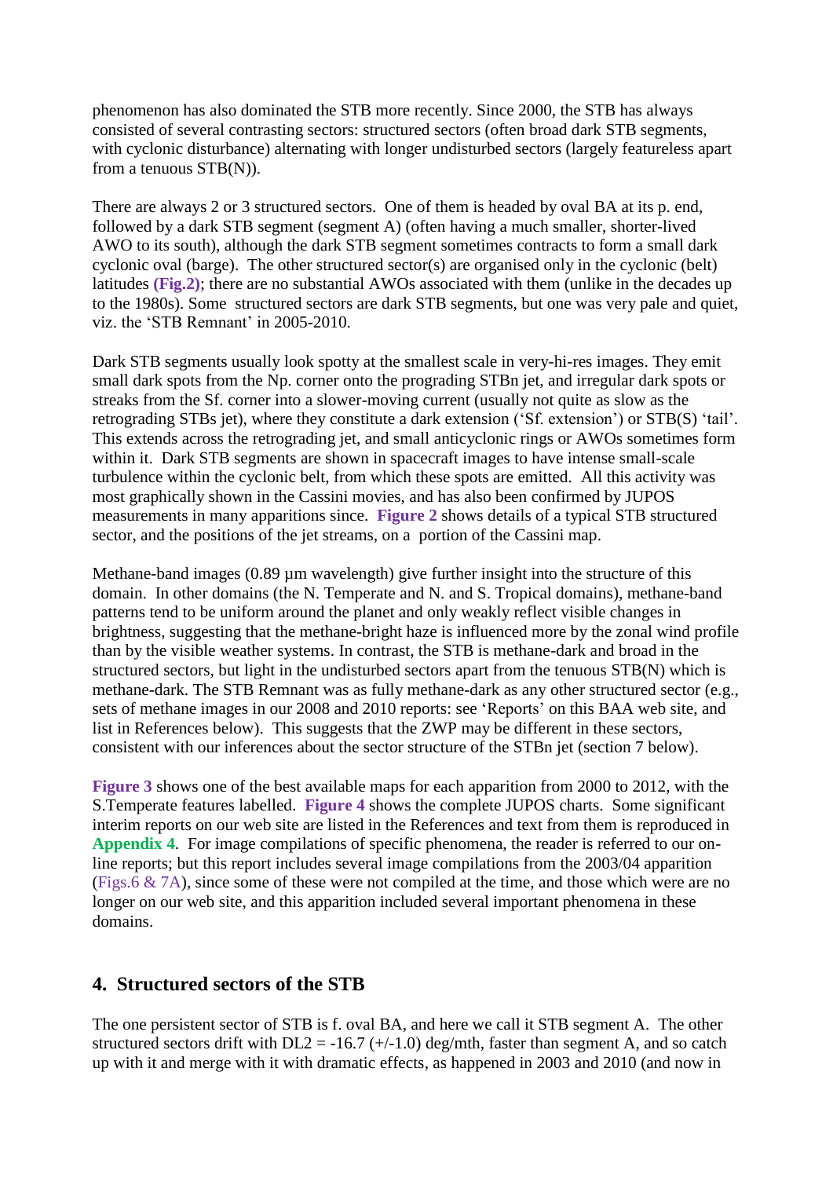phenomenon has also dominated the STB more recently. Since 2000, the STB has always consisted of several contrasting sectors: structured sectors (often broad dark STB segments, with cyclonic disturbance) alternating with longer undisturbed sectors (largely featureless apart from a tenuous STB(N)).

There are always 2 or 3 structured sectors. One of them is headed by oval BA at its p. end, followed by a dark STB segment (segment A) (often having a much smaller, shorter-lived AWO to its south), although the dark STB segment sometimes contracts to form a small dark cyclonic oval (barge). The other structured sector(s) are organised only in the cyclonic (belt) latitudes **(Fig.2)**; there are no substantial AWOs associated with them (unlike in the decades up to the 1980s). Some structured sectors are dark STB segments, but one was very pale and quiet, viz. the 'STB Remnant' in 2005-2010.

Dark STB segments usually look spotty at the smallest scale in very-hi-res images. They emit small dark spots from the Np. corner onto the prograding STBn jet, and irregular dark spots or streaks from the Sf. corner into a slower-moving current (usually not quite as slow as the retrograding STBs jet), where they constitute a dark extension ('Sf. extension') or STB(S) 'tail'. This extends across the retrograding jet, and small anticyclonic rings or AWOs sometimes form within it. Dark STB segments are shown in spacecraft images to have intense small-scale turbulence within the cyclonic belt, from which these spots are emitted. All this activity was most graphically shown in the Cassini movies, and has also been confirmed by JUPOS measurements in many apparitions since. **Figure 2** shows details of a typical STB structured sector, and the positions of the jet streams, on a portion of the Cassini map.

Methane-band images (0.89 µm wavelength) give further insight into the structure of this domain. In other domains (the N. Temperate and N. and S. Tropical domains), methane-band patterns tend to be uniform around the planet and only weakly reflect visible changes in brightness, suggesting that the methane-bright haze is influenced more by the zonal wind profile than by the visible weather systems. In contrast, the STB is methane-dark and broad in the structured sectors, but light in the undisturbed sectors apart from the tenuous STB(N) which is methane-dark. The STB Remnant was as fully methane-dark as any other structured sector (e.g., sets of methane images in our 2008 and 2010 reports: see 'Reports' on this BAA web site, and list in References below). This suggests that the ZWP may be different in these sectors, consistent with our inferences about the sector structure of the STBn jet (section 7 below).

**Figure 3** shows one of the best available maps for each apparition from 2000 to 2012, with the S.Temperate features labelled. **Figure 4** shows the complete JUPOS charts. Some significant interim reports on our web site are listed in the References and text from them is reproduced in **Appendix 4**. For image compilations of specific phenomena, the reader is referred to our on-line reports; but this report includes several image compilations from the 2003/04 apparition (Figs.6 & 7A), since some of these were not compiled at the time, and those which were are no longer on our web site, and this apparition included several important phenomena in these domains.

## 4. Structured sectors of the STB

The one persistent sector of STB is f. oval BA, and here we call it STB segment A. The other structured sectors drift with DL2 = -16.7 (+/-1.0) deg/mth, faster than segment A, and so catch up with it and merge with it with dramatic effects, as happened in 2003 and 2010 (and now in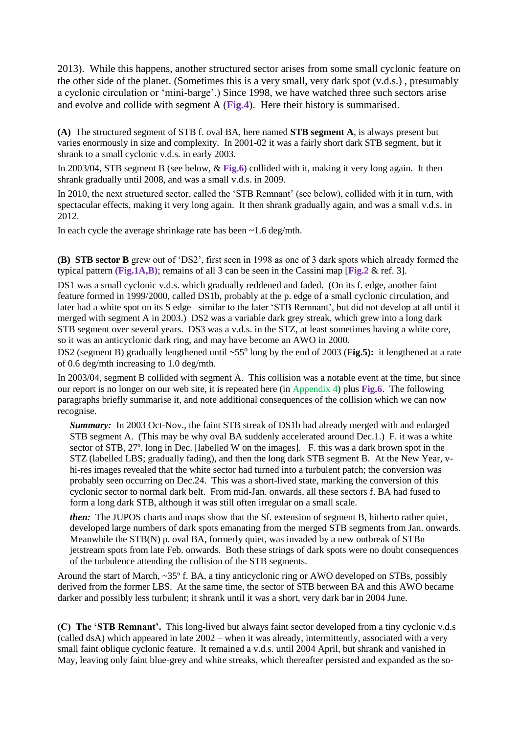2013). While this happens, another structured sector arises from some small cyclonic feature on the other side of the planet. (Sometimes this is a very small, very dark spot (v.d.s.) , presumably a cyclonic circulation or 'mini-barge'.) Since 1998, we have watched three such sectors arise and evolve and collide with segment A (**Fig.4**). Here their history is summarised.

**(A)** The structured segment of STB f. oval BA, here named **STB segment A**, is always present but varies enormously in size and complexity. In 2001-02 it was a fairly short dark STB segment, but it shrank to a small cyclonic v.d.s. in early 2003.

In 2003/04, STB segment B (see below, & **Fig.6**) collided with it, making it very long again. It then shrank gradually until 2008, and was a small v.d.s. in 2009.

In 2010, the next structured sector, called the 'STB Remnant' (see below), collided with it in turn, with spectacular effects, making it very long again. It then shrank gradually again, and was a small v.d.s. in 2012.

In each cycle the average shrinkage rate has been ~1.6 deg/mth.

**(B) STB sector B** grew out of 'DS2', first seen in 1998 as one of 3 dark spots which already formed the typical pattern **(Fig.1A,B)**; remains of all 3 can be seen in the Cassini map [**Fig.2** & ref. 3].

DS1 was a small cyclonic v.d.s. which gradually reddened and faded. (On its f. edge, another faint feature formed in 1999/2000, called DS1b, probably at the p. edge of a small cyclonic circulation, and later had a white spot on its S edge –similar to the later 'STB Remnant', but did not develop at all until it merged with segment A in 2003.) DS2 was a variable dark grey streak, which grew into a long dark STB segment over several years. DS3 was a v.d.s. in the STZ, at least sometimes having a white core, so it was an anticyclonic dark ring, and may have become an AWO in 2000.

DS2 (segment B) gradually lengthened until ~55° long by the end of 2003 (**Fig.5):** it lengthened at a rate of 0.6 deg/mth increasing to 1.0 deg/mth.

In 2003/04, segment B collided with segment A. This collision was a notable event at the time, but since our report is no longer on our web site, it is repeated here (in Appendix 4) plus **Fig.6**. The following paragraphs briefly summarise it, and note additional consequences of the collision which we can now recognise.

> ***Summary:*** In 2003 Oct-Nov., the faint STB streak of DS1b had already merged with and enlarged STB segment A. (This may be why oval BA suddenly accelerated around Dec.1.) F. it was a white sector of STB, 27°. long in Dec. [labelled W on the images]. F. this was a dark brown spot in the STZ (labelled LBS; gradually fading), and then the long dark STB segment B. At the New Year, v-hi-res images revealed that the white sector had turned into a turbulent patch; the conversion was probably seen occurring on Dec.24. This was a short-lived state, marking the conversion of this cyclonic sector to normal dark belt. From mid-Jan. onwards, all these sectors f. BA had fused to form a long dark STB, although it was still often irregular on a small scale.
>
> ***then:*** The JUPOS charts and maps show that the Sf. extension of segment B, hitherto rather quiet, developed large numbers of dark spots emanating from the merged STB segments from Jan. onwards. Meanwhile the STB(N) p. oval BA, formerly quiet, was invaded by a new outbreak of STBn jetstream spots from late Feb. onwards. Both these strings of dark spots were no doubt consequences of the turbulence attending the collision of the STB segments.

Around the start of March, ~35° f. BA, a tiny anticyclonic ring or AWO developed on STBs, possibly derived from the former LBS. At the same time, the sector of STB between BA and this AWO became darker and possibly less turbulent; it shrank until it was a short, very dark bar in 2004 June.

**(C) The 'STB Remnant'.** This long-lived but always faint sector developed from a tiny cyclonic v.d.s (called dsA) which appeared in late 2002 – when it was already, intermittently, associated with a very small faint oblique cyclonic feature. It remained a v.d.s. until 2004 April, but shrank and vanished in May, leaving only faint blue-grey and white streaks, which thereafter persisted and expanded as the so-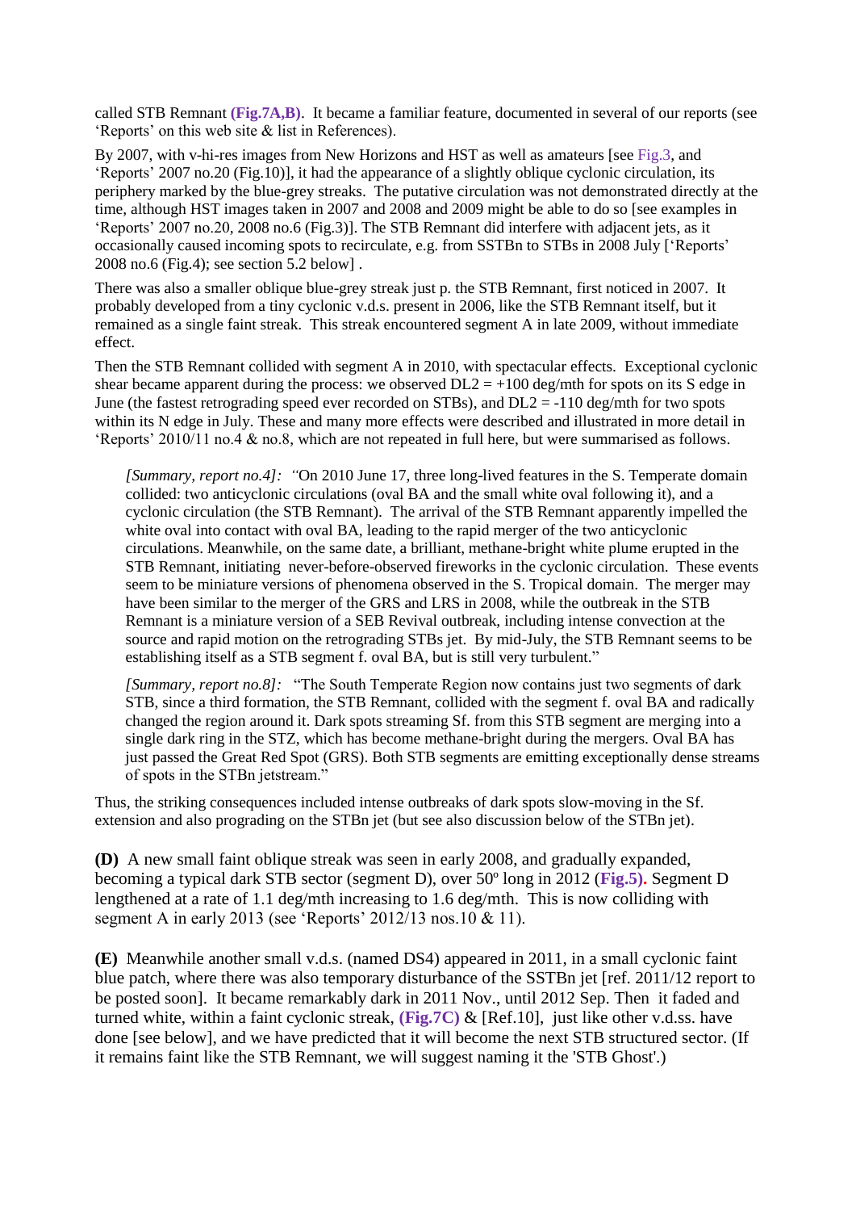called STB Remnant **(Fig.7A,B)**. It became a familiar feature, documented in several of our reports (see 'Reports' on this web site & list in References).

By 2007, with v-hi-res images from New Horizons and HST as well as amateurs [see Fig.3, and 'Reports' 2007 no.20 (Fig.10)], it had the appearance of a slightly oblique cyclonic circulation, its periphery marked by the blue-grey streaks. The putative circulation was not demonstrated directly at the time, although HST images taken in 2007 and 2008 and 2009 might be able to do so [see examples in 'Reports' 2007 no.20, 2008 no.6 (Fig.3)]. The STB Remnant did interfere with adjacent jets, as it occasionally caused incoming spots to recirculate, e.g. from SSTBn to STBs in 2008 July ['Reports' 2008 no.6 (Fig.4); see section 5.2 below] .

There was also a smaller oblique blue-grey streak just p. the STB Remnant, first noticed in 2007. It probably developed from a tiny cyclonic v.d.s. present in 2006, like the STB Remnant itself, but it remained as a single faint streak. This streak encountered segment A in late 2009, without immediate effect.

Then the STB Remnant collided with segment A in 2010, with spectacular effects. Exceptional cyclonic shear became apparent during the process: we observed DL2 = +100 deg/mth for spots on its S edge in June (the fastest retrograding speed ever recorded on STBs), and DL2 = -110 deg/mth for two spots within its N edge in July. These and many more effects were described and illustrated in more detail in 'Reports' 2010/11 no.4 & no.8, which are not repeated in full here, but were summarised as follows.

> *[Summary, report no.4]: "*On 2010 June 17, three long-lived features in the S. Temperate domain collided: two anticyclonic circulations (oval BA and the small white oval following it), and a cyclonic circulation (the STB Remnant). The arrival of the STB Remnant apparently impelled the white oval into contact with oval BA, leading to the rapid merger of the two anticyclonic circulations. Meanwhile, on the same date, a brilliant, methane-bright white plume erupted in the STB Remnant, initiating never-before-observed fireworks in the cyclonic circulation. These events seem to be miniature versions of phenomena observed in the S. Tropical domain. The merger may have been similar to the merger of the GRS and LRS in 2008, while the outbreak in the STB Remnant is a miniature version of a SEB Revival outbreak, including intense convection at the source and rapid motion on the retrograding STBs jet. By mid-July, the STB Remnant seems to be establishing itself as a STB segment f. oval BA, but is still very turbulent."

> *[Summary, report no.8]:* "The South Temperate Region now contains just two segments of dark STB, since a third formation, the STB Remnant, collided with the segment f. oval BA and radically changed the region around it. Dark spots streaming Sf. from this STB segment are merging into a single dark ring in the STZ, which has become methane-bright during the mergers. Oval BA has just passed the Great Red Spot (GRS). Both STB segments are emitting exceptionally dense streams of spots in the STBn jetstream."

Thus, the striking consequences included intense outbreaks of dark spots slow-moving in the Sf. extension and also prograding on the STBn jet (but see also discussion below of the STBn jet).

**(D)** A new small faint oblique streak was seen in early 2008, and gradually expanded, becoming a typical dark STB sector (segment D), over 50º long in 2012 (**Fig.5).** Segment D lengthened at a rate of 1.1 deg/mth increasing to 1.6 deg/mth. This is now colliding with segment A in early 2013 (see 'Reports' 2012/13 nos.10 & 11).

**(E)** Meanwhile another small v.d.s. (named DS4) appeared in 2011, in a small cyclonic faint blue patch, where there was also temporary disturbance of the SSTBn jet [ref. 2011/12 report to be posted soon]. It became remarkably dark in 2011 Nov., until 2012 Sep. Then it faded and turned white, within a faint cyclonic streak, **(Fig.7C)** & [Ref.10], just like other v.d.ss. have done [see below], and we have predicted that it will become the next STB structured sector. (If it remains faint like the STB Remnant, we will suggest naming it the 'STB Ghost'.)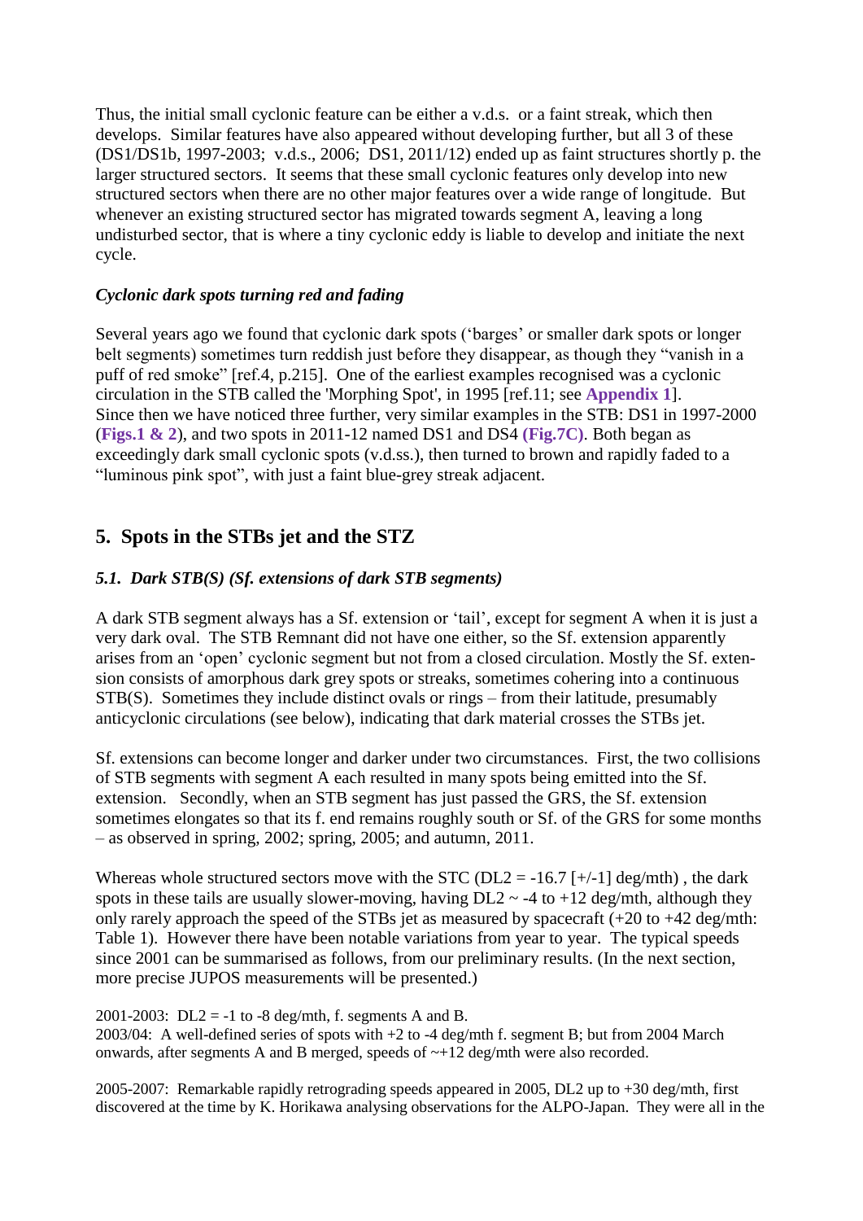Thus, the initial small cyclonic feature can be either a v.d.s. or a faint streak, which then develops. Similar features have also appeared without developing further, but all 3 of these (DS1/DS1b, 1997-2003; v.d.s., 2006; DS1, 2011/12) ended up as faint structures shortly p. the larger structured sectors. It seems that these small cyclonic features only develop into new structured sectors when there are no other major features over a wide range of longitude. But whenever an existing structured sector has migrated towards segment A, leaving a long undisturbed sector, that is where a tiny cyclonic eddy is liable to develop and initiate the next cycle.

### *Cyclonic dark spots turning red and fading*

Several years ago we found that cyclonic dark spots ('barges' or smaller dark spots or longer belt segments) sometimes turn reddish just before they disappear, as though they "vanish in a puff of red smoke" [ref.4, p.215]. One of the earliest examples recognised was a cyclonic circulation in the STB called the 'Morphing Spot', in 1995 [ref.11; see **Appendix 1**]. Since then we have noticed three further, very similar examples in the STB: DS1 in 1997-2000 (**Figs.1 & 2**), and two spots in 2011-12 named DS1 and DS4 **(Fig.7C)**. Both began as exceedingly dark small cyclonic spots (v.d.ss.), then turned to brown and rapidly faded to a "luminous pink spot", with just a faint blue-grey streak adjacent.

## 5. Spots in the STBs jet and the STZ

### *5.1. Dark STB(S) (Sf. extensions of dark STB segments)*

A dark STB segment always has a Sf. extension or 'tail', except for segment A when it is just a very dark oval. The STB Remnant did not have one either, so the Sf. extension apparently arises from an 'open' cyclonic segment but not from a closed circulation. Mostly the Sf. extension consists of amorphous dark grey spots or streaks, sometimes cohering into a continuous STB(S). Sometimes they include distinct ovals or rings – from their latitude, presumably anticyclonic circulations (see below), indicating that dark material crosses the STBs jet.

Sf. extensions can become longer and darker under two circumstances. First, the two collisions of STB segments with segment A each resulted in many spots being emitted into the Sf. extension. Secondly, when an STB segment has just passed the GRS, the Sf. extension sometimes elongates so that its f. end remains roughly south or Sf. of the GRS for some months – as observed in spring, 2002; spring, 2005; and autumn, 2011.

Whereas whole structured sectors move with the STC (DL2 = -16.7 [+/-1] deg/mth) , the dark spots in these tails are usually slower-moving, having DL2 ~ -4 to +12 deg/mth, although they only rarely approach the speed of the STBs jet as measured by spacecraft (+20 to +42 deg/mth: Table 1). However there have been notable variations from year to year. The typical speeds since 2001 can be summarised as follows, from our preliminary results. (In the next section, more precise JUPOS measurements will be presented.)

2001-2003: DL2 = -1 to -8 deg/mth, f. segments A and B.
2003/04: A well-defined series of spots with +2 to -4 deg/mth f. segment B; but from 2004 March onwards, after segments A and B merged, speeds of ~+12 deg/mth were also recorded.

2005-2007: Remarkable rapidly retrograding speeds appeared in 2005, DL2 up to +30 deg/mth, first discovered at the time by K. Horikawa analysing observations for the ALPO-Japan. They were all in the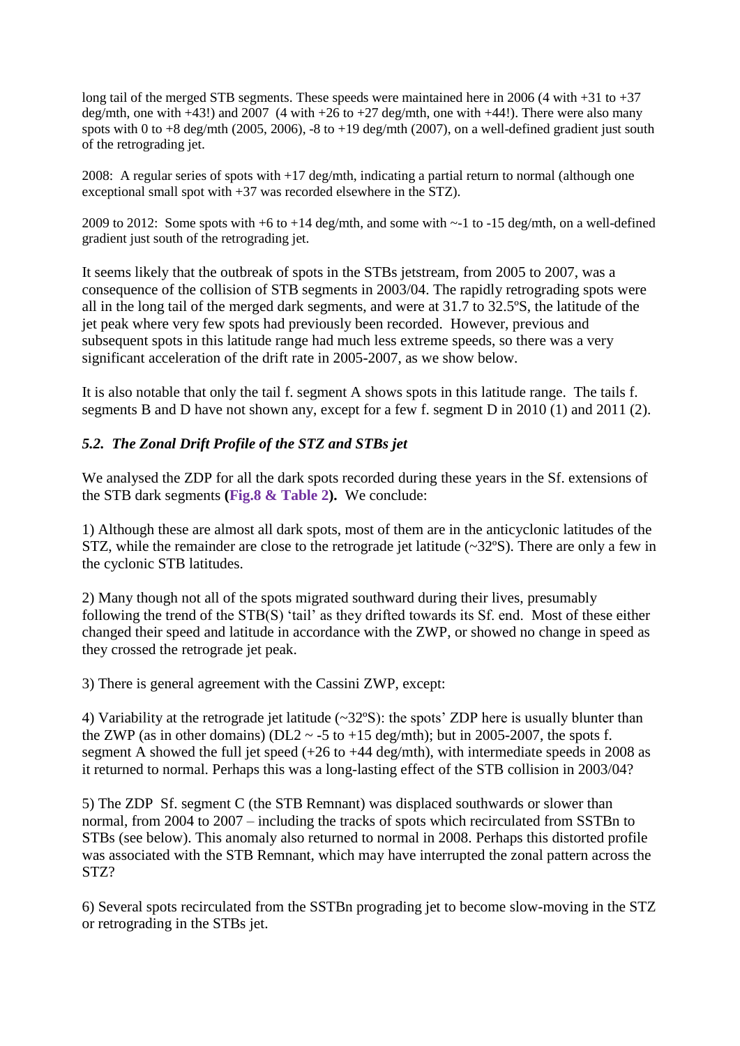long tail of the merged STB segments. These speeds were maintained here in 2006 (4 with +31 to +37 deg/mth, one with +43!) and 2007 (4 with +26 to +27 deg/mth, one with +44!). There were also many spots with 0 to +8 deg/mth (2005, 2006), -8 to +19 deg/mth (2007), on a well-defined gradient just south of the retrograding jet.

2008: A regular series of spots with +17 deg/mth, indicating a partial return to normal (although one exceptional small spot with +37 was recorded elsewhere in the STZ).

2009 to 2012: Some spots with +6 to +14 deg/mth, and some with ~-1 to -15 deg/mth, on a well-defined gradient just south of the retrograding jet.

It seems likely that the outbreak of spots in the STBs jetstream, from 2005 to 2007, was a consequence of the collision of STB segments in 2003/04. The rapidly retrograding spots were all in the long tail of the merged dark segments, and were at 31.7 to 32.5ºS, the latitude of the jet peak where very few spots had previously been recorded. However, previous and subsequent spots in this latitude range had much less extreme speeds, so there was a very significant acceleration of the drift rate in 2005-2007, as we show below.

It is also notable that only the tail f. segment A shows spots in this latitude range. The tails f. segments B and D have not shown any, except for a few f. segment D in 2010 (1) and 2011 (2).

## *5.2. The Zonal Drift Profile of the STZ and STBs jet*

We analysed the ZDP for all the dark spots recorded during these years in the Sf. extensions of the STB dark segments **(Fig.8 & Table 2).** We conclude:

1) Although these are almost all dark spots, most of them are in the anticyclonic latitudes of the STZ, while the remainder are close to the retrograde jet latitude (~32ºS). There are only a few in the cyclonic STB latitudes.

2) Many though not all of the spots migrated southward during their lives, presumably following the trend of the STB(S) 'tail' as they drifted towards its Sf. end. Most of these either changed their speed and latitude in accordance with the ZWP, or showed no change in speed as they crossed the retrograde jet peak.

3) There is general agreement with the Cassini ZWP, except:

4) Variability at the retrograde jet latitude (~32ºS): the spots' ZDP here is usually blunter than the ZWP (as in other domains) (DL2 ~ -5 to +15 deg/mth); but in 2005-2007, the spots f. segment A showed the full jet speed (+26 to +44 deg/mth), with intermediate speeds in 2008 as it returned to normal. Perhaps this was a long-lasting effect of the STB collision in 2003/04?

5) The ZDP Sf. segment C (the STB Remnant) was displaced southwards or slower than normal, from 2004 to 2007 – including the tracks of spots which recirculated from SSTBn to STBs (see below). This anomaly also returned to normal in 2008. Perhaps this distorted profile was associated with the STB Remnant, which may have interrupted the zonal pattern across the STZ?

6) Several spots recirculated from the SSTBn prograding jet to become slow-moving in the STZ or retrograding in the STBs jet.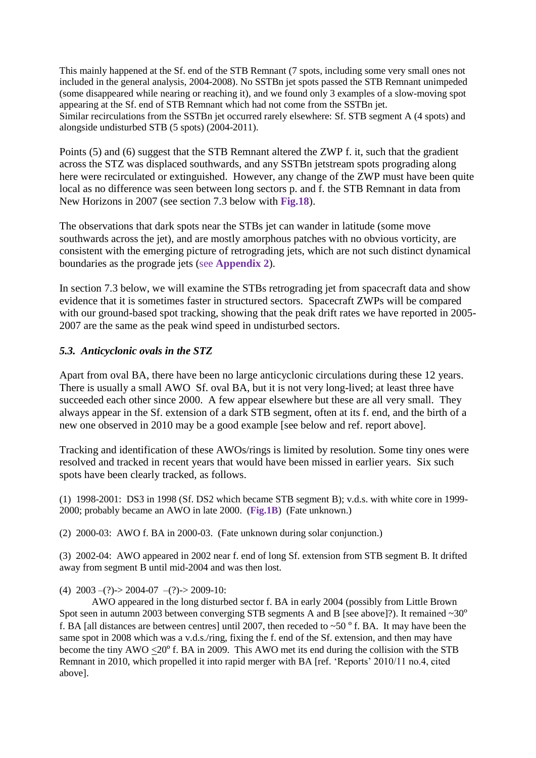This mainly happened at the Sf. end of the STB Remnant (7 spots, including some very small ones not included in the general analysis, 2004-2008). No SSTBn jet spots passed the STB Remnant unimpeded (some disappeared while nearing or reaching it), and we found only 3 examples of a slow-moving spot appearing at the Sf. end of STB Remnant which had not come from the SSTBn jet.
Similar recirculations from the SSTBn jet occurred rarely elsewhere: Sf. STB segment A (4 spots) and alongside undisturbed STB (5 spots) (2004-2011).

Points (5) and (6) suggest that the STB Remnant altered the ZWP f. it, such that the gradient across the STZ was displaced southwards, and any SSTBn jetstream spots prograding along here were recirculated or extinguished. However, any change of the ZWP must have been quite local as no difference was seen between long sectors p. and f. the STB Remnant in data from New Horizons in 2007 (see section 7.3 below with **Fig.18**).

The observations that dark spots near the STBs jet can wander in latitude (some move southwards across the jet), and are mostly amorphous patches with no obvious vorticity, are consistent with the emerging picture of retrograding jets, which are not such distinct dynamical boundaries as the prograde jets (see **Appendix 2**).

In section 7.3 below, we will examine the STBs retrograding jet from spacecraft data and show evidence that it is sometimes faster in structured sectors. Spacecraft ZWPs will be compared with our ground-based spot tracking, showing that the peak drift rates we have reported in 2005-2007 are the same as the peak wind speed in undisturbed sectors.

### *5.3. Anticyclonic ovals in the STZ*

Apart from oval BA, there have been no large anticyclonic circulations during these 12 years. There is usually a small AWO Sf. oval BA, but it is not very long-lived; at least three have succeeded each other since 2000. A few appear elsewhere but these are all very small. They always appear in the Sf. extension of a dark STB segment, often at its f. end, and the birth of a new one observed in 2010 may be a good example [see below and ref. report above].

Tracking and identification of these AWOs/rings is limited by resolution. Some tiny ones were resolved and tracked in recent years that would have been missed in earlier years. Six such spots have been clearly tracked, as follows.

(1) 1998-2001: DS3 in 1998 (Sf. DS2 which became STB segment B); v.d.s. with white core in 1999-2000; probably became an AWO in late 2000. (**Fig.1B**) (Fate unknown.)

(2) 2000-03: AWO f. BA in 2000-03. (Fate unknown during solar conjunction.)

(3) 2002-04: AWO appeared in 2002 near f. end of long Sf. extension from STB segment B. It drifted away from segment B until mid-2004 and was then lost.

(4) 2003 –(?)-> 2004-07 –(?)-> 2009-10:

AWO appeared in the long disturbed sector f. BA in early 2004 (possibly from Little Brown Spot seen in autumn 2003 between converging STB segments A and B [see above]?). It remained ~30° f. BA [all distances are between centres] until 2007, then receded to ~50° f. BA. It may have been the same spot in 2008 which was a v.d.s./ring, fixing the f. end of the Sf. extension, and then may have become the tiny AWO $\leq$20° f. BA in 2009. This AWO met its end during the collision with the STB Remnant in 2010, which propelled it into rapid merger with BA [ref. 'Reports' 2010/11 no.4, cited above].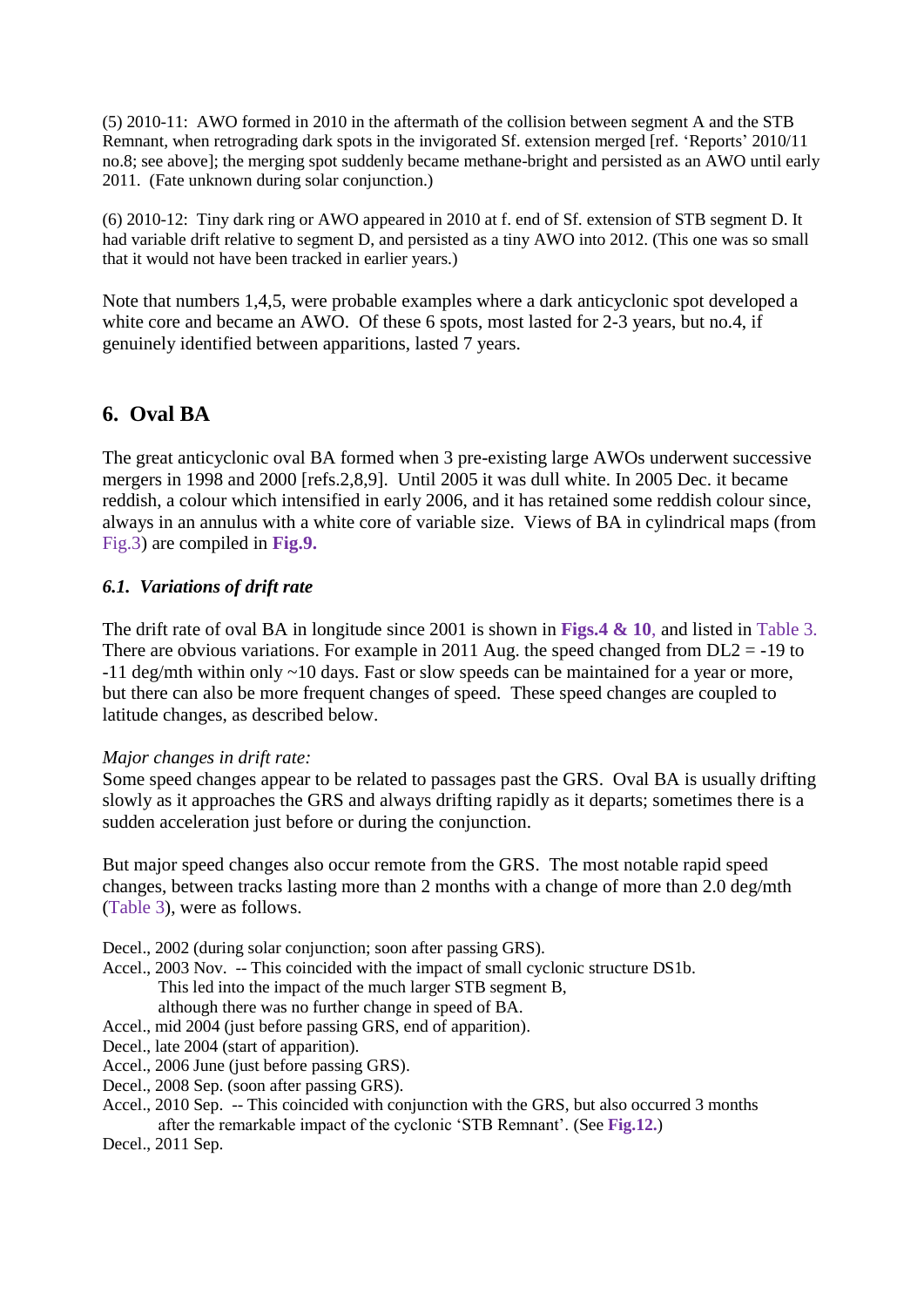(5) 2010-11: AWO formed in 2010 in the aftermath of the collision between segment A and the STB Remnant, when retrograding dark spots in the invigorated Sf. extension merged [ref. 'Reports' 2010/11 no.8; see above]; the merging spot suddenly became methane-bright and persisted as an AWO until early 2011. (Fate unknown during solar conjunction.)

(6) 2010-12: Tiny dark ring or AWO appeared in 2010 at f. end of Sf. extension of STB segment D. It had variable drift relative to segment D, and persisted as a tiny AWO into 2012. (This one was so small that it would not have been tracked in earlier years.)

Note that numbers 1,4,5, were probable examples where a dark anticyclonic spot developed a white core and became an AWO. Of these 6 spots, most lasted for 2-3 years, but no.4, if genuinely identified between apparitions, lasted 7 years.

## 6. Oval BA

The great anticyclonic oval BA formed when 3 pre-existing large AWOs underwent successive mergers in 1998 and 2000 [refs.2,8,9]. Until 2005 it was dull white. In 2005 Dec. it became reddish, a colour which intensified in early 2006, and it has retained some reddish colour since, always in an annulus with a white core of variable size. Views of BA in cylindrical maps (from Fig.3) are compiled in **Fig.9.**

### *6.1. Variations of drift rate*

The drift rate of oval BA in longitude since 2001 is shown in **Figs.4 & 10**, and listed in Table 3. There are obvious variations. For example in 2011 Aug. the speed changed from DL2 = -19 to -11 deg/mth within only ~10 days. Fast or slow speeds can be maintained for a year or more, but there can also be more frequent changes of speed. These speed changes are coupled to latitude changes, as described below.

*Major changes in drift rate:*
Some speed changes appear to be related to passages past the GRS. Oval BA is usually drifting slowly as it approaches the GRS and always drifting rapidly as it departs; sometimes there is a sudden acceleration just before or during the conjunction.

But major speed changes also occur remote from the GRS. The most notable rapid speed changes, between tracks lasting more than 2 months with a change of more than 2.0 deg/mth (Table 3), were as follows.

Decel., 2002 (during solar conjunction; soon after passing GRS).
Accel., 2003 Nov. -- This coincided with the impact of small cyclonic structure DS1b.
 This led into the impact of the much larger STB segment B,
 although there was no further change in speed of BA.
Accel., mid 2004 (just before passing GRS, end of apparition).
Decel., late 2004 (start of apparition).
Accel., 2006 June (just before passing GRS).
Decel., 2008 Sep. (soon after passing GRS).
Accel., 2010 Sep. -- This coincided with conjunction with the GRS, but also occurred 3 months
 after the remarkable impact of the cyclonic 'STB Remnant'. (See **Fig.12.**)
Decel., 2011 Sep.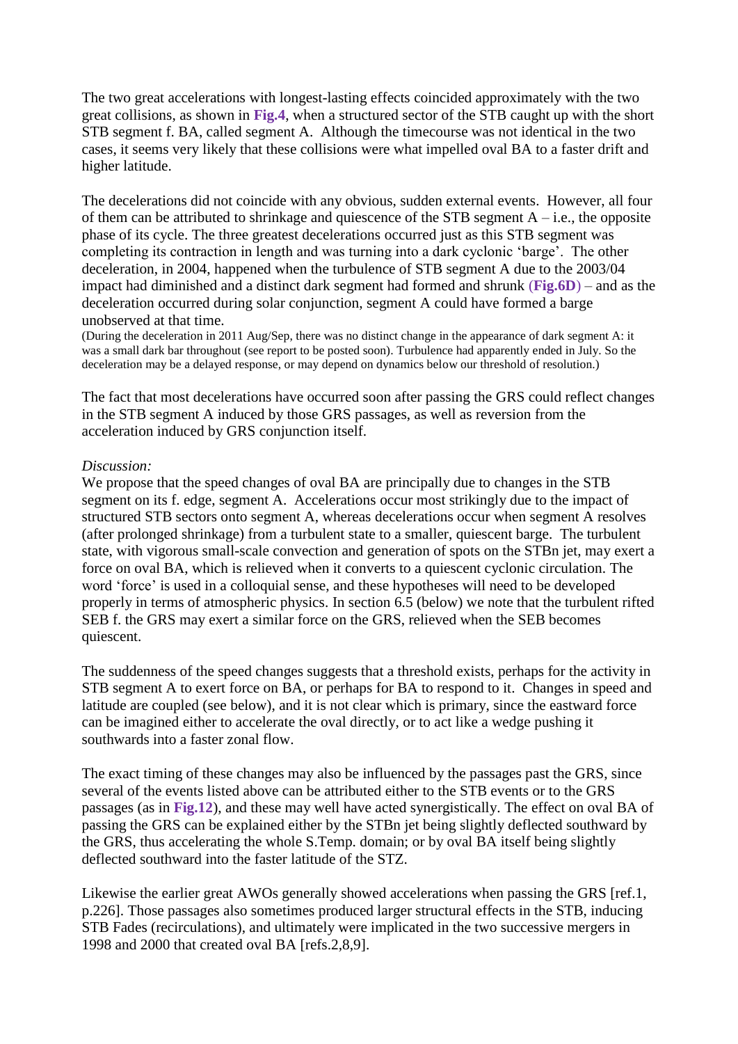The two great accelerations with longest-lasting effects coincided approximately with the two great collisions, as shown in **Fig.4**, when a structured sector of the STB caught up with the short STB segment f. BA, called segment A. Although the timecourse was not identical in the two cases, it seems very likely that these collisions were what impelled oval BA to a faster drift and higher latitude.

The decelerations did not coincide with any obvious, sudden external events. However, all four of them can be attributed to shrinkage and quiescence of the STB segment A – i.e., the opposite phase of its cycle. The three greatest decelerations occurred just as this STB segment was completing its contraction in length and was turning into a dark cyclonic 'barge'. The other deceleration, in 2004, happened when the turbulence of STB segment A due to the 2003/04 impact had diminished and a distinct dark segment had formed and shrunk (**Fig.6D**) – and as the deceleration occurred during solar conjunction, segment A could have formed a barge unobserved at that time.

(During the deceleration in 2011 Aug/Sep, there was no distinct change in the appearance of dark segment A: it was a small dark bar throughout (see report to be posted soon). Turbulence had apparently ended in July. So the deceleration may be a delayed response, or may depend on dynamics below our threshold of resolution.)

The fact that most decelerations have occurred soon after passing the GRS could reflect changes in the STB segment A induced by those GRS passages, as well as reversion from the acceleration induced by GRS conjunction itself.

*Discussion:*

We propose that the speed changes of oval BA are principally due to changes in the STB segment on its f. edge, segment A. Accelerations occur most strikingly due to the impact of structured STB sectors onto segment A, whereas decelerations occur when segment A resolves (after prolonged shrinkage) from a turbulent state to a smaller, quiescent barge. The turbulent state, with vigorous small-scale convection and generation of spots on the STBn jet, may exert a force on oval BA, which is relieved when it converts to a quiescent cyclonic circulation. The word 'force' is used in a colloquial sense, and these hypotheses will need to be developed properly in terms of atmospheric physics. In section 6.5 (below) we note that the turbulent rifted SEB f. the GRS may exert a similar force on the GRS, relieved when the SEB becomes quiescent.

The suddenness of the speed changes suggests that a threshold exists, perhaps for the activity in STB segment A to exert force on BA, or perhaps for BA to respond to it. Changes in speed and latitude are coupled (see below), and it is not clear which is primary, since the eastward force can be imagined either to accelerate the oval directly, or to act like a wedge pushing it southwards into a faster zonal flow.

The exact timing of these changes may also be influenced by the passages past the GRS, since several of the events listed above can be attributed either to the STB events or to the GRS passages (as in **Fig.12**), and these may well have acted synergistically. The effect on oval BA of passing the GRS can be explained either by the STBn jet being slightly deflected southward by the GRS, thus accelerating the whole S.Temp. domain; or by oval BA itself being slightly deflected southward into the faster latitude of the STZ.

Likewise the earlier great AWOs generally showed accelerations when passing the GRS [ref.1, p.226]. Those passages also sometimes produced larger structural effects in the STB, inducing STB Fades (recirculations), and ultimately were implicated in the two successive mergers in 1998 and 2000 that created oval BA [refs.2,8,9].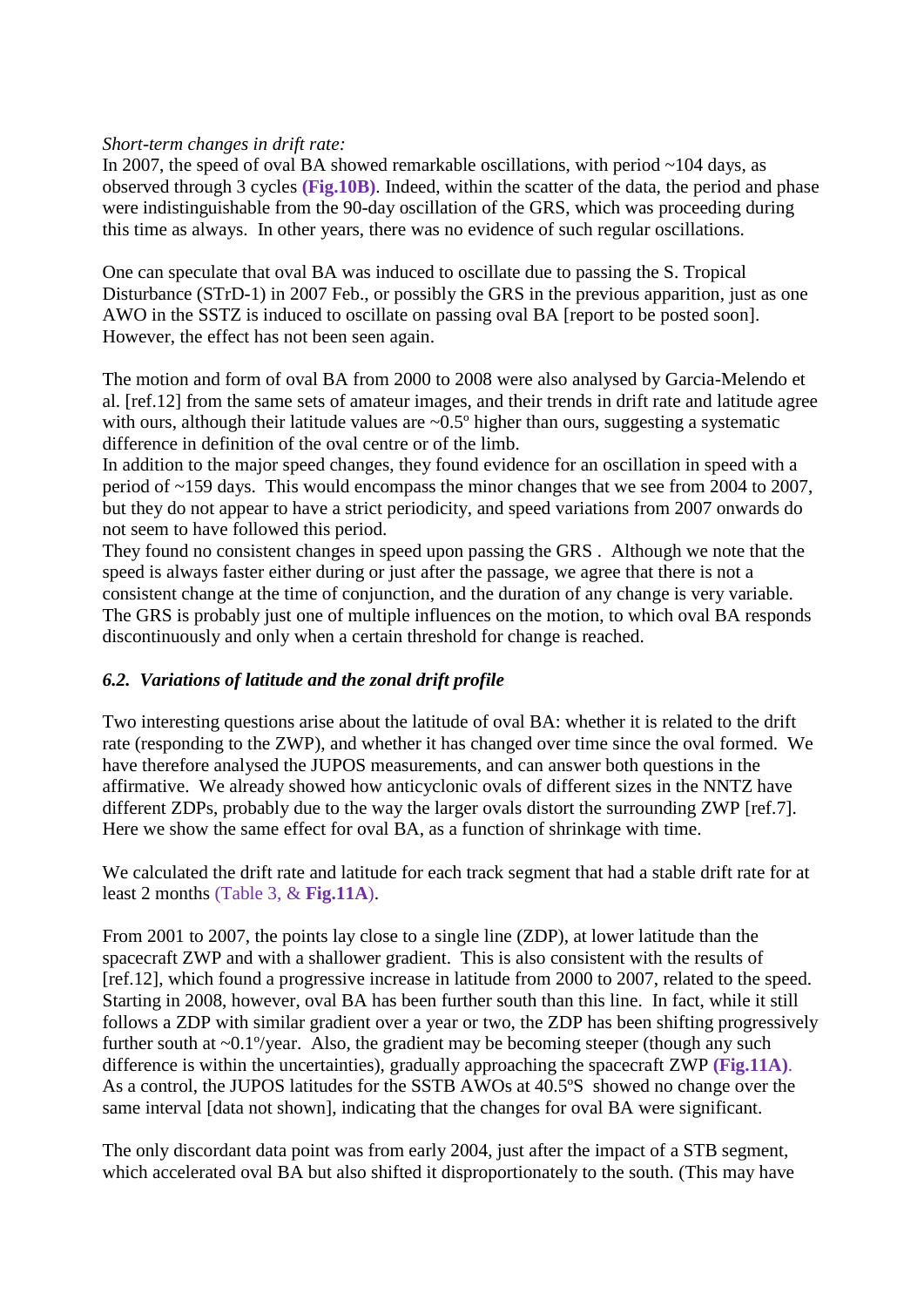*Short-term changes in drift rate:*
In 2007, the speed of oval BA showed remarkable oscillations, with period ~104 days, as observed through 3 cycles **(Fig.10B)**. Indeed, within the scatter of the data, the period and phase were indistinguishable from the 90-day oscillation of the GRS, which was proceeding during this time as always. In other years, there was no evidence of such regular oscillations.

One can speculate that oval BA was induced to oscillate due to passing the S. Tropical Disturbance (STrD-1) in 2007 Feb., or possibly the GRS in the previous apparition, just as one AWO in the SSTZ is induced to oscillate on passing oval BA [report to be posted soon]. However, the effect has not been seen again.

The motion and form of oval BA from 2000 to 2008 were also analysed by Garcia-Melendo et al. [ref.12] from the same sets of amateur images, and their trends in drift rate and latitude agree with ours, although their latitude values are ~0.5º higher than ours, suggesting a systematic difference in definition of the oval centre or of the limb.
In addition to the major speed changes, they found evidence for an oscillation in speed with a period of ~159 days. This would encompass the minor changes that we see from 2004 to 2007, but they do not appear to have a strict periodicity, and speed variations from 2007 onwards do not seem to have followed this period.
They found no consistent changes in speed upon passing the GRS . Although we note that the speed is always faster either during or just after the passage, we agree that there is not a consistent change at the time of conjunction, and the duration of any change is very variable. The GRS is probably just one of multiple influences on the motion, to which oval BA responds discontinuously and only when a certain threshold for change is reached.

### *6.2. Variations of latitude and the zonal drift profile*

Two interesting questions arise about the latitude of oval BA: whether it is related to the drift rate (responding to the ZWP), and whether it has changed over time since the oval formed. We have therefore analysed the JUPOS measurements, and can answer both questions in the affirmative. We already showed how anticyclonic ovals of different sizes in the NNTZ have different ZDPs, probably due to the way the larger ovals distort the surrounding ZWP [ref.7]. Here we show the same effect for oval BA, as a function of shrinkage with time.

We calculated the drift rate and latitude for each track segment that had a stable drift rate for at least 2 months (Table 3, & **Fig.11A**).

From 2001 to 2007, the points lay close to a single line (ZDP), at lower latitude than the spacecraft ZWP and with a shallower gradient. This is also consistent with the results of [ref.12], which found a progressive increase in latitude from 2000 to 2007, related to the speed. Starting in 2008, however, oval BA has been further south than this line. In fact, while it still follows a ZDP with similar gradient over a year or two, the ZDP has been shifting progressively further south at ~0.1º/year. Also, the gradient may be becoming steeper (though any such difference is within the uncertainties), gradually approaching the spacecraft ZWP **(Fig.11A)**. As a control, the JUPOS latitudes for the SSTB AWOs at 40.5ºS showed no change over the same interval [data not shown], indicating that the changes for oval BA were significant.

The only discordant data point was from early 2004, just after the impact of a STB segment, which accelerated oval BA but also shifted it disproportionately to the south. (This may have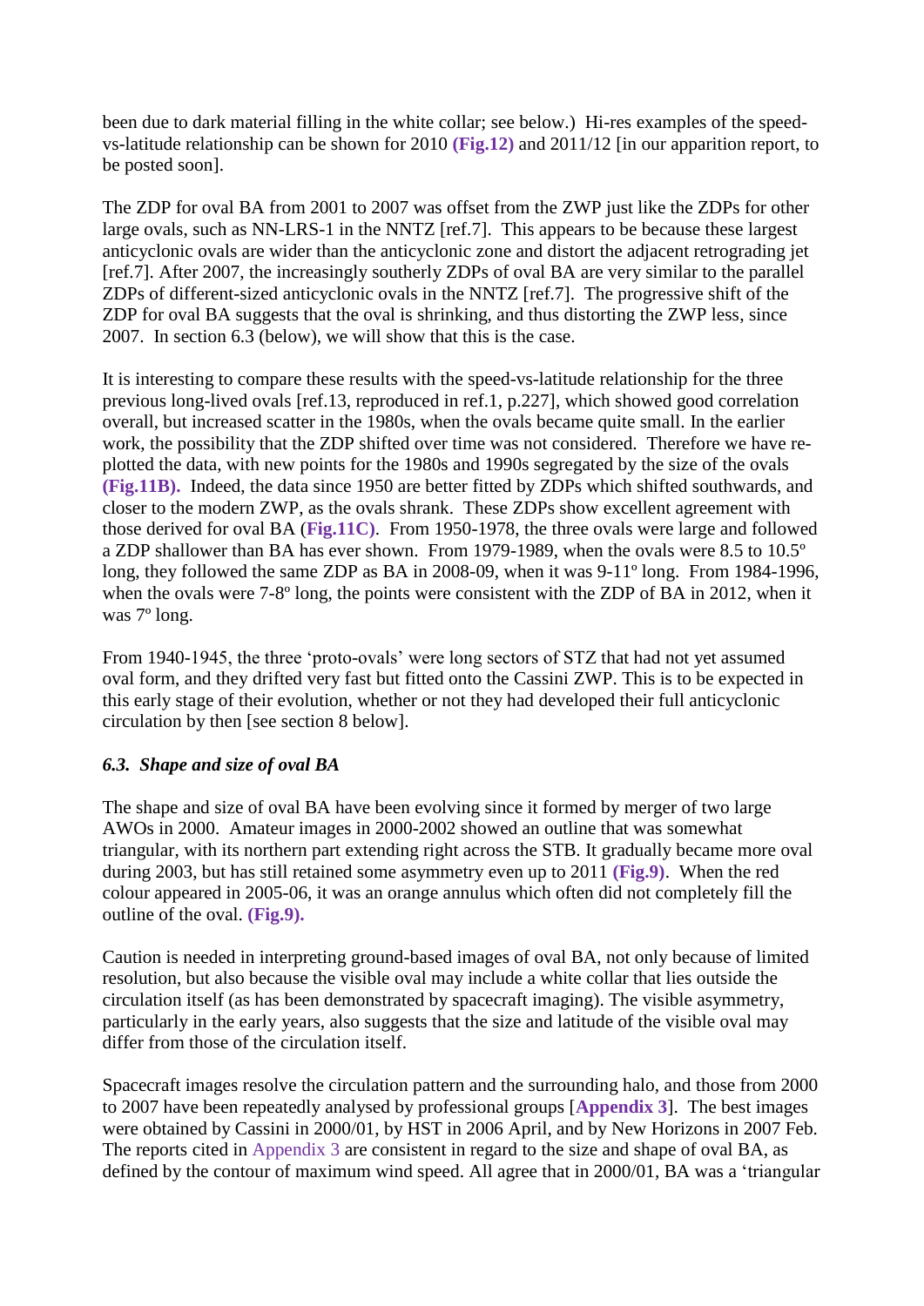been due to dark material filling in the white collar; see below.) Hi-res examples of the speed-vs-latitude relationship can be shown for 2010 **(Fig.12)** and 2011/12 [in our apparition report, to be posted soon].

The ZDP for oval BA from 2001 to 2007 was offset from the ZWP just like the ZDPs for other large ovals, such as NN-LRS-1 in the NNTZ [ref.7]. This appears to be because these largest anticyclonic ovals are wider than the anticyclonic zone and distort the adjacent retrograding jet [ref.7]. After 2007, the increasingly southerly ZDPs of oval BA are very similar to the parallel ZDPs of different-sized anticyclonic ovals in the NNTZ [ref.7]. The progressive shift of the ZDP for oval BA suggests that the oval is shrinking, and thus distorting the ZWP less, since 2007. In section 6.3 (below), we will show that this is the case.

It is interesting to compare these results with the speed-vs-latitude relationship for the three previous long-lived ovals [ref.13, reproduced in ref.1, p.227], which showed good correlation overall, but increased scatter in the 1980s, when the ovals became quite small. In the earlier work, the possibility that the ZDP shifted over time was not considered. Therefore we have re-plotted the data, with new points for the 1980s and 1990s segregated by the size of the ovals **(Fig.11B).** Indeed, the data since 1950 are better fitted by ZDPs which shifted southwards, and closer to the modern ZWP, as the ovals shrank. These ZDPs show excellent agreement with those derived for oval BA (**Fig.11C**). From 1950-1978, the three ovals were large and followed a ZDP shallower than BA has ever shown. From 1979-1989, when the ovals were 8.5 to 10.5º long, they followed the same ZDP as BA in 2008-09, when it was 9-11º long. From 1984-1996, when the ovals were 7-8º long, the points were consistent with the ZDP of BA in 2012, when it was 7º long.

From 1940-1945, the three 'proto-ovals' were long sectors of STZ that had not yet assumed oval form, and they drifted very fast but fitted onto the Cassini ZWP. This is to be expected in this early stage of their evolution, whether or not they had developed their full anticyclonic circulation by then [see section 8 below].

### *6.3. Shape and size of oval BA*

The shape and size of oval BA have been evolving since it formed by merger of two large AWOs in 2000. Amateur images in 2000-2002 showed an outline that was somewhat triangular, with its northern part extending right across the STB. It gradually became more oval during 2003, but has still retained some asymmetry even up to 2011 **(Fig.9)**. When the red colour appeared in 2005-06, it was an orange annulus which often did not completely fill the outline of the oval. **(Fig.9).**

Caution is needed in interpreting ground-based images of oval BA, not only because of limited resolution, but also because the visible oval may include a white collar that lies outside the circulation itself (as has been demonstrated by spacecraft imaging). The visible asymmetry, particularly in the early years, also suggests that the size and latitude of the visible oval may differ from those of the circulation itself.

Spacecraft images resolve the circulation pattern and the surrounding halo, and those from 2000 to 2007 have been repeatedly analysed by professional groups [**Appendix 3**]. The best images were obtained by Cassini in 2000/01, by HST in 2006 April, and by New Horizons in 2007 Feb. The reports cited in Appendix 3 are consistent in regard to the size and shape of oval BA, as defined by the contour of maximum wind speed. All agree that in 2000/01, BA was a 'triangular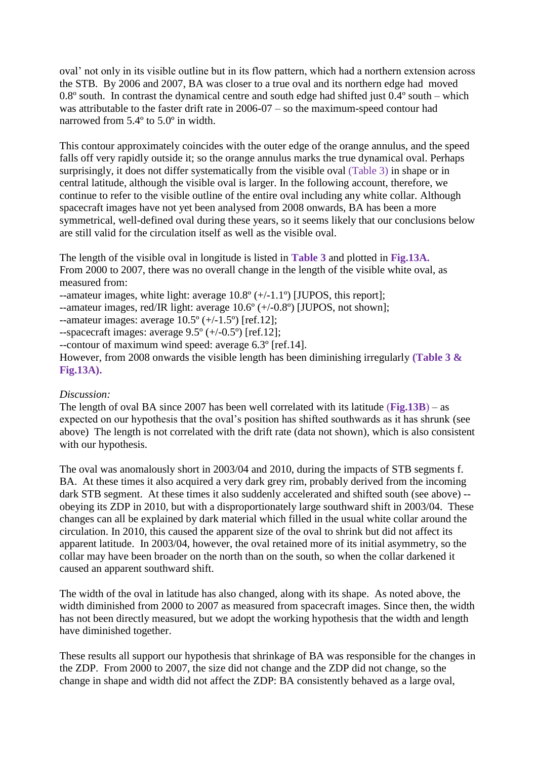oval' not only in its visible outline but in its flow pattern, which had a northern extension across the STB. By 2006 and 2007, BA was closer to a true oval and its northern edge had moved 0.8º south. In contrast the dynamical centre and south edge had shifted just 0.4º south – which was attributable to the faster drift rate in 2006-07 – so the maximum-speed contour had narrowed from 5.4º to 5.0º in width.

This contour approximately coincides with the outer edge of the orange annulus, and the speed falls off very rapidly outside it; so the orange annulus marks the true dynamical oval. Perhaps surprisingly, it does not differ systematically from the visible oval (Table 3) in shape or in central latitude, although the visible oval is larger. In the following account, therefore, we continue to refer to the visible outline of the entire oval including any white collar. Although spacecraft images have not yet been analysed from 2008 onwards, BA has been a more symmetrical, well-defined oval during these years, so it seems likely that our conclusions below are still valid for the circulation itself as well as the visible oval.

The length of the visible oval in longitude is listed in **Table 3** and plotted in **Fig.13A.** From 2000 to 2007, there was no overall change in the length of the visible white oval, as measured from:
--amateur images, white light: average 10.8º (+/-1.1º) [JUPOS, this report];
--amateur images, red/IR light: average 10.6º (+/-0.8º) [JUPOS, not shown];
--amateur images: average 10.5º (+/-1.5º) [ref.12];
--spacecraft images: average 9.5º (+/-0.5º) [ref.12];
--contour of maximum wind speed: average 6.3º [ref.14].
However, from 2008 onwards the visible length has been diminishing irregularly **(Table 3 & Fig.13A).**

*Discussion:*
The length of oval BA since 2007 has been well correlated with its latitude (**Fig.13B**) – as expected on our hypothesis that the oval's position has shifted southwards as it has shrunk (see above) The length is not correlated with the drift rate (data not shown), which is also consistent with our hypothesis.

The oval was anomalously short in 2003/04 and 2010, during the impacts of STB segments f. BA. At these times it also acquired a very dark grey rim, probably derived from the incoming dark STB segment. At these times it also suddenly accelerated and shifted south (see above) -- obeying its ZDP in 2010, but with a disproportionately large southward shift in 2003/04. These changes can all be explained by dark material which filled in the usual white collar around the circulation. In 2010, this caused the apparent size of the oval to shrink but did not affect its apparent latitude. In 2003/04, however, the oval retained more of its initial asymmetry, so the collar may have been broader on the north than on the south, so when the collar darkened it caused an apparent southward shift.

The width of the oval in latitude has also changed, along with its shape. As noted above, the width diminished from 2000 to 2007 as measured from spacecraft images. Since then, the width has not been directly measured, but we adopt the working hypothesis that the width and length have diminished together.

These results all support our hypothesis that shrinkage of BA was responsible for the changes in the ZDP. From 2000 to 2007, the size did not change and the ZDP did not change, so the change in shape and width did not affect the ZDP: BA consistently behaved as a large oval,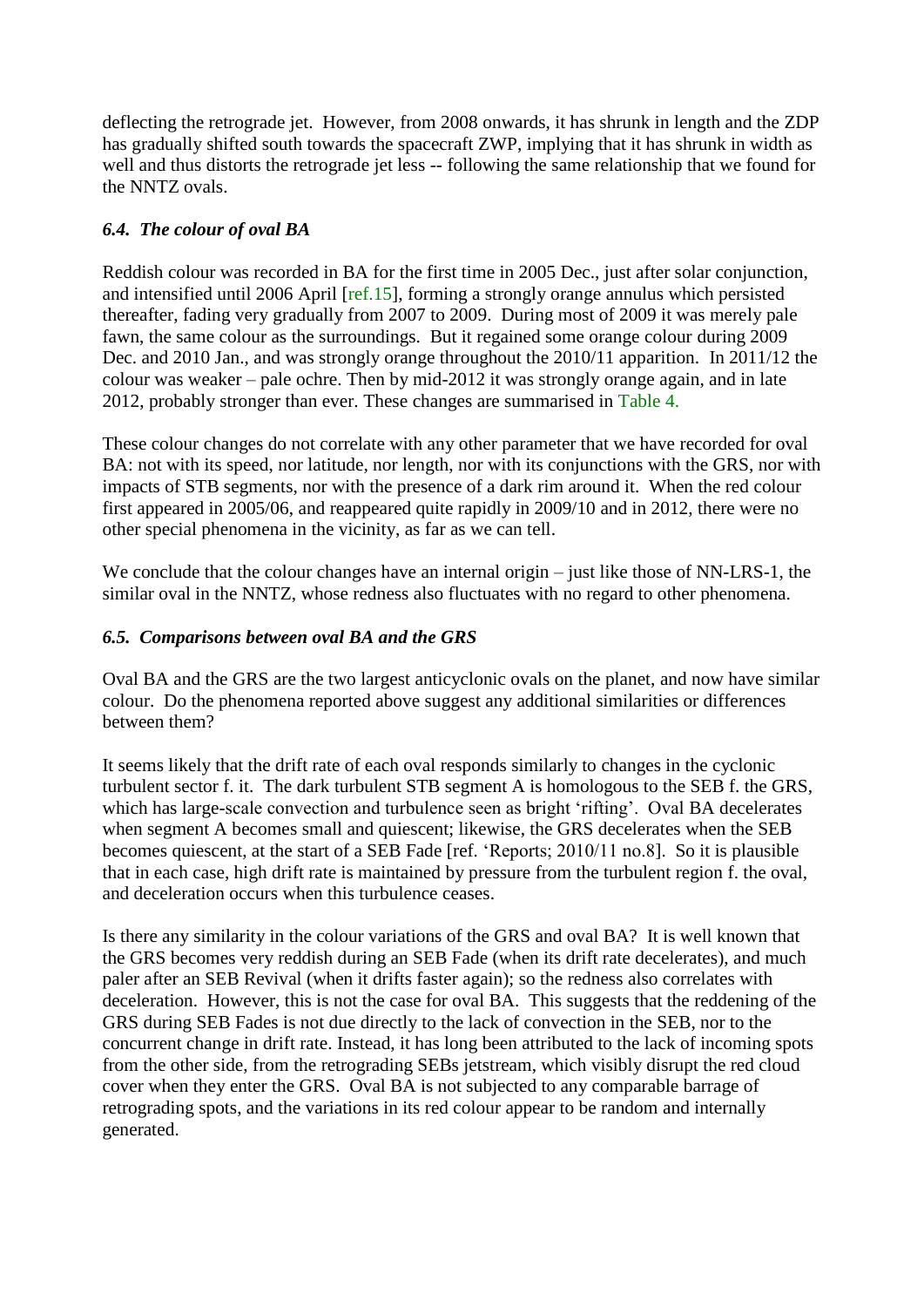deflecting the retrograde jet. However, from 2008 onwards, it has shrunk in length and the ZDP has gradually shifted south towards the spacecraft ZWP, implying that it has shrunk in width as well and thus distorts the retrograde jet less -- following the same relationship that we found for the NNTZ ovals.

### *6.4. The colour of oval BA*

Reddish colour was recorded in BA for the first time in 2005 Dec., just after solar conjunction, and intensified until 2006 April [ref.15], forming a strongly orange annulus which persisted thereafter, fading very gradually from 2007 to 2009. During most of 2009 it was merely pale fawn, the same colour as the surroundings. But it regained some orange colour during 2009 Dec. and 2010 Jan., and was strongly orange throughout the 2010/11 apparition. In 2011/12 the colour was weaker – pale ochre. Then by mid-2012 it was strongly orange again, and in late 2012, probably stronger than ever. These changes are summarised in Table 4.

These colour changes do not correlate with any other parameter that we have recorded for oval BA: not with its speed, nor latitude, nor length, nor with its conjunctions with the GRS, nor with impacts of STB segments, nor with the presence of a dark rim around it. When the red colour first appeared in 2005/06, and reappeared quite rapidly in 2009/10 and in 2012, there were no other special phenomena in the vicinity, as far as we can tell.

We conclude that the colour changes have an internal origin – just like those of NN-LRS-1, the similar oval in the NNTZ, whose redness also fluctuates with no regard to other phenomena.

### *6.5. Comparisons between oval BA and the GRS*

Oval BA and the GRS are the two largest anticyclonic ovals on the planet, and now have similar colour. Do the phenomena reported above suggest any additional similarities or differences between them?

It seems likely that the drift rate of each oval responds similarly to changes in the cyclonic turbulent sector f. it. The dark turbulent STB segment A is homologous to the SEB f. the GRS, which has large-scale convection and turbulence seen as bright 'rifting'. Oval BA decelerates when segment A becomes small and quiescent; likewise, the GRS decelerates when the SEB becomes quiescent, at the start of a SEB Fade [ref. 'Reports; 2010/11 no.8]. So it is plausible that in each case, high drift rate is maintained by pressure from the turbulent region f. the oval, and deceleration occurs when this turbulence ceases.

Is there any similarity in the colour variations of the GRS and oval BA? It is well known that the GRS becomes very reddish during an SEB Fade (when its drift rate decelerates), and much paler after an SEB Revival (when it drifts faster again); so the redness also correlates with deceleration. However, this is not the case for oval BA. This suggests that the reddening of the GRS during SEB Fades is not due directly to the lack of convection in the SEB, nor to the concurrent change in drift rate. Instead, it has long been attributed to the lack of incoming spots from the other side, from the retrograding SEBs jetstream, which visibly disrupt the red cloud cover when they enter the GRS. Oval BA is not subjected to any comparable barrage of retrograding spots, and the variations in its red colour appear to be random and internally generated.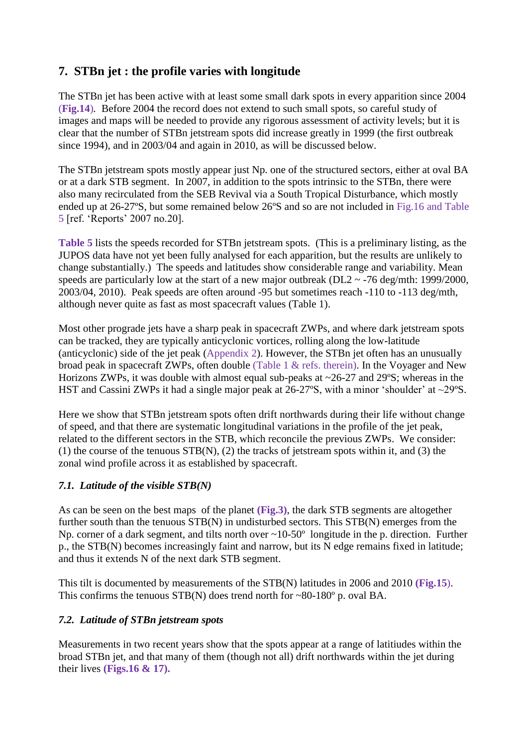## 7. STBn jet : the profile varies with longitude

The STBn jet has been active with at least some small dark spots in every apparition since 2004 (**Fig.14**). Before 2004 the record does not extend to such small spots, so careful study of images and maps will be needed to provide any rigorous assessment of activity levels; but it is clear that the number of STBn jetstream spots did increase greatly in 1999 (the first outbreak since 1994), and in 2003/04 and again in 2010, as will be discussed below.

The STBn jetstream spots mostly appear just Np. one of the structured sectors, either at oval BA or at a dark STB segment. In 2007, in addition to the spots intrinsic to the STBn, there were also many recirculated from the SEB Revival via a South Tropical Disturbance, which mostly ended up at 26-27ºS, but some remained below 26ºS and so are not included in Fig.16 and Table 5 [ref. 'Reports' 2007 no.20].

**Table 5** lists the speeds recorded for STBn jetstream spots. (This is a preliminary listing, as the JUPOS data have not yet been fully analysed for each apparition, but the results are unlikely to change substantially.) The speeds and latitudes show considerable range and variability. Mean speeds are particularly low at the start of a new major outbreak (DL2 ~ -76 deg/mth: 1999/2000, 2003/04, 2010). Peak speeds are often around -95 but sometimes reach -110 to -113 deg/mth, although never quite as fast as most spacecraft values (Table 1).

Most other prograde jets have a sharp peak in spacecraft ZWPs, and where dark jetstream spots can be tracked, they are typically anticyclonic vortices, rolling along the low-latitude (anticyclonic) side of the jet peak (Appendix 2). However, the STBn jet often has an unusually broad peak in spacecraft ZWPs, often double (Table 1 & refs. therein). In the Voyager and New Horizons ZWPs, it was double with almost equal sub-peaks at ~26-27 and 29ºS; whereas in the HST and Cassini ZWPs it had a single major peak at 26-27ºS, with a minor 'shoulder' at ~29ºS.

Here we show that STBn jetstream spots often drift northwards during their life without change of speed, and that there are systematic longitudinal variations in the profile of the jet peak, related to the different sectors in the STB, which reconcile the previous ZWPs. We consider: (1) the course of the tenuous STB(N), (2) the tracks of jetstream spots within it, and (3) the zonal wind profile across it as established by spacecraft.

### *7.1. Latitude of the visible STB(N)*

As can be seen on the best maps of the planet **(Fig.3)**, the dark STB segments are altogether further south than the tenuous STB(N) in undisturbed sectors. This STB(N) emerges from the Np. corner of a dark segment, and tilts north over ~10-50º longitude in the p. direction. Further p., the STB(N) becomes increasingly faint and narrow, but its N edge remains fixed in latitude; and thus it extends N of the next dark STB segment.

This tilt is documented by measurements of the STB(N) latitudes in 2006 and 2010 (**Fig.15**). This confirms the tenuous STB(N) does trend north for ~80-180º p. oval BA.

### *7.2. Latitude of STBn jetstream spots*

Measurements in two recent years show that the spots appear at a range of latitiudes within the broad STBn jet, and that many of them (though not all) drift northwards within the jet during their lives **(Figs.16 & 17).**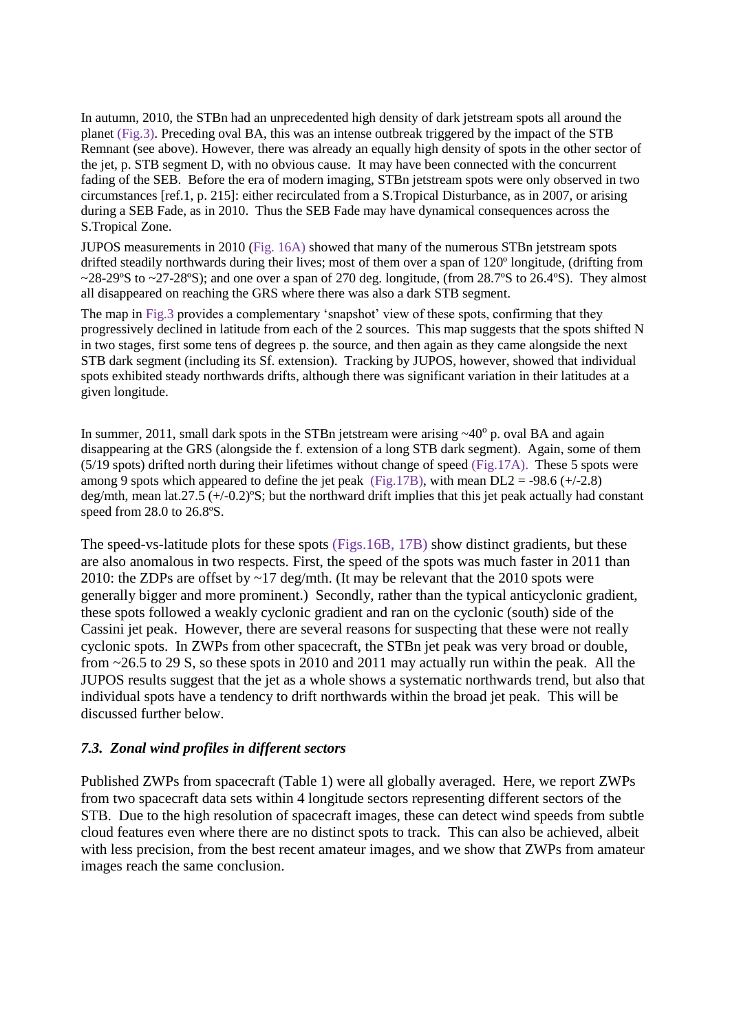In autumn, 2010, the STBn had an unprecedented high density of dark jetstream spots all around the planet (Fig.3). Preceding oval BA, this was an intense outbreak triggered by the impact of the STB Remnant (see above). However, there was already an equally high density of spots in the other sector of the jet, p. STB segment D, with no obvious cause. It may have been connected with the concurrent fading of the SEB. Before the era of modern imaging, STBn jetstream spots were only observed in two circumstances [ref.1, p. 215]: either recirculated from a S.Tropical Disturbance, as in 2007, or arising during a SEB Fade, as in 2010. Thus the SEB Fade may have dynamical consequences across the S.Tropical Zone.

JUPOS measurements in 2010 (Fig. 16A) showed that many of the numerous STBn jetstream spots drifted steadily northwards during their lives; most of them over a span of 120º longitude, (drifting from ~28-29ºS to ~27-28ºS); and one over a span of 270 deg. longitude, (from 28.7ºS to 26.4ºS). They almost all disappeared on reaching the GRS where there was also a dark STB segment.

The map in Fig.3 provides a complementary 'snapshot' view of these spots, confirming that they progressively declined in latitude from each of the 2 sources. This map suggests that the spots shifted N in two stages, first some tens of degrees p. the source, and then again as they came alongside the next STB dark segment (including its Sf. extension). Tracking by JUPOS, however, showed that individual spots exhibited steady northwards drifts, although there was significant variation in their latitudes at a given longitude.

In summer, 2011, small dark spots in the STBn jetstream were arising ~40$^{o}$ p. oval BA and again disappearing at the GRS (alongside the f. extension of a long STB dark segment). Again, some of them (5/19 spots) drifted north during their lifetimes without change of speed (Fig.17A). These 5 spots were among 9 spots which appeared to define the jet peak (Fig.17B), with mean DL2 = -98.6 (+/-2.8) deg/mth, mean lat.27.5 (+/-0.2)ºS; but the northward drift implies that this jet peak actually had constant speed from 28.0 to 26.8ºS.

The speed-vs-latitude plots for these spots (Figs.16B, 17B) show distinct gradients, but these are also anomalous in two respects. First, the speed of the spots was much faster in 2011 than 2010: the ZDPs are offset by ~17 deg/mth. (It may be relevant that the 2010 spots were generally bigger and more prominent.) Secondly, rather than the typical anticyclonic gradient, these spots followed a weakly cyclonic gradient and ran on the cyclonic (south) side of the Cassini jet peak. However, there are several reasons for suspecting that these were not really cyclonic spots. In ZWPs from other spacecraft, the STBn jet peak was very broad or double, from ~26.5 to 29 S, so these spots in 2010 and 2011 may actually run within the peak. All the JUPOS results suggest that the jet as a whole shows a systematic northwards trend, but also that individual spots have a tendency to drift northwards within the broad jet peak. This will be discussed further below.

### *7.3. Zonal wind profiles in different sectors*

Published ZWPs from spacecraft (Table 1) were all globally averaged. Here, we report ZWPs from two spacecraft data sets within 4 longitude sectors representing different sectors of the STB. Due to the high resolution of spacecraft images, these can detect wind speeds from subtle cloud features even where there are no distinct spots to track. This can also be achieved, albeit with less precision, from the best recent amateur images, and we show that ZWPs from amateur images reach the same conclusion.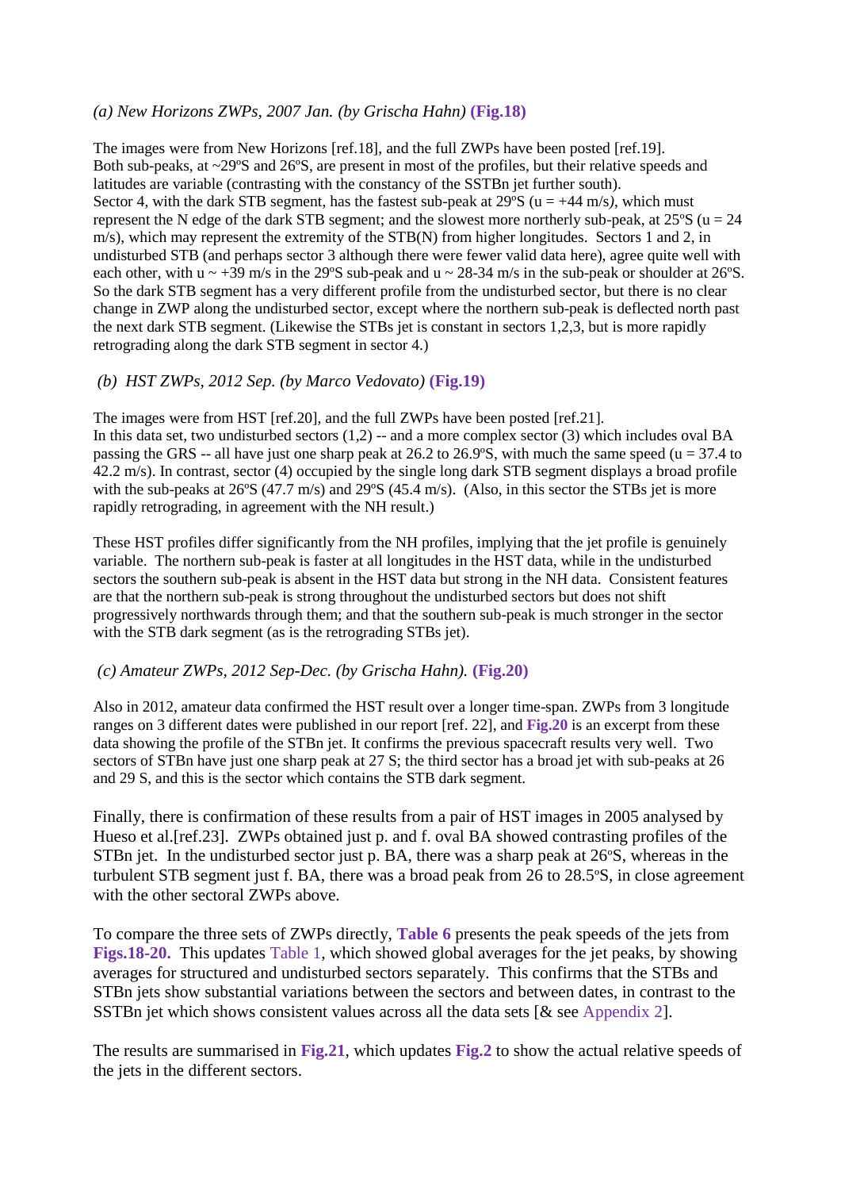*(a) New Horizons ZWPs, 2007 Jan. (by Grischa Hahn)* **(Fig.18)**

The images were from New Horizons [ref.18], and the full ZWPs have been posted [ref.19].
Both sub-peaks, at ~29ºS and 26ºS, are present in most of the profiles, but their relative speeds and latitudes are variable (contrasting with the constancy of the SSTBn jet further south).
Sector 4, with the dark STB segment, has the fastest sub-peak at 29ºS (u = +44 m/s), which must represent the N edge of the dark STB segment; and the slowest more northerly sub-peak, at 25ºS (u = 24 m/s), which may represent the extremity of the STB(N) from higher longitudes. Sectors 1 and 2, in undisturbed STB (and perhaps sector 3 although there were fewer valid data here), agree quite well with each other, with u ~ +39 m/s in the 29ºS sub-peak and u ~ 28-34 m/s in the sub-peak or shoulder at 26ºS. So the dark STB segment has a very different profile from the undisturbed sector, but there is no clear change in ZWP along the undisturbed sector, except where the northern sub-peak is deflected north past the next dark STB segment. (Likewise the STBs jet is constant in sectors 1,2,3, but is more rapidly retrograding along the dark STB segment in sector 4.)

*(b) HST ZWPs, 2012 Sep. (by Marco Vedovato)* **(Fig.19)**

The images were from HST [ref.20], and the full ZWPs have been posted [ref.21].
In this data set, two undisturbed sectors (1,2) -- and a more complex sector (3) which includes oval BA passing the GRS -- all have just one sharp peak at 26.2 to 26.9ºS, with much the same speed (u = 37.4 to 42.2 m/s). In contrast, sector (4) occupied by the single long dark STB segment displays a broad profile with the sub-peaks at 26ºS (47.7 m/s) and 29ºS (45.4 m/s). (Also, in this sector the STBs jet is more rapidly retrograding, in agreement with the NH result.)

These HST profiles differ significantly from the NH profiles, implying that the jet profile is genuinely variable. The northern sub-peak is faster at all longitudes in the HST data, while in the undisturbed sectors the southern sub-peak is absent in the HST data but strong in the NH data. Consistent features are that the northern sub-peak is strong throughout the undisturbed sectors but does not shift progressively northwards through them; and that the southern sub-peak is much stronger in the sector with the STB dark segment (as is the retrograding STBs jet).

*(c) Amateur ZWPs, 2012 Sep-Dec. (by Grischa Hahn).* **(Fig.20)**

Also in 2012, amateur data confirmed the HST result over a longer time-span. ZWPs from 3 longitude ranges on 3 different dates were published in our report [ref. 22], and **Fig.20** is an excerpt from these data showing the profile of the STBn jet. It confirms the previous spacecraft results very well. Two sectors of STBn have just one sharp peak at 27 S; the third sector has a broad jet with sub-peaks at 26 and 29 S, and this is the sector which contains the STB dark segment.

Finally, there is confirmation of these results from a pair of HST images in 2005 analysed by Hueso et al.[ref.23]. ZWPs obtained just p. and f. oval BA showed contrasting profiles of the STBn jet. In the undisturbed sector just p. BA, there was a sharp peak at 26ºS, whereas in the turbulent STB segment just f. BA, there was a broad peak from 26 to 28.5ºS, in close agreement with the other sectoral ZWPs above.

To compare the three sets of ZWPs directly, **Table 6** presents the peak speeds of the jets from **Figs.18-20.** This updates Table 1, which showed global averages for the jet peaks, by showing averages for structured and undisturbed sectors separately. This confirms that the STBs and STBn jets show substantial variations between the sectors and between dates, in contrast to the SSTBn jet which shows consistent values across all the data sets [& see Appendix 2].

The results are summarised in **Fig.21**, which updates **Fig.2** to show the actual relative speeds of the jets in the different sectors.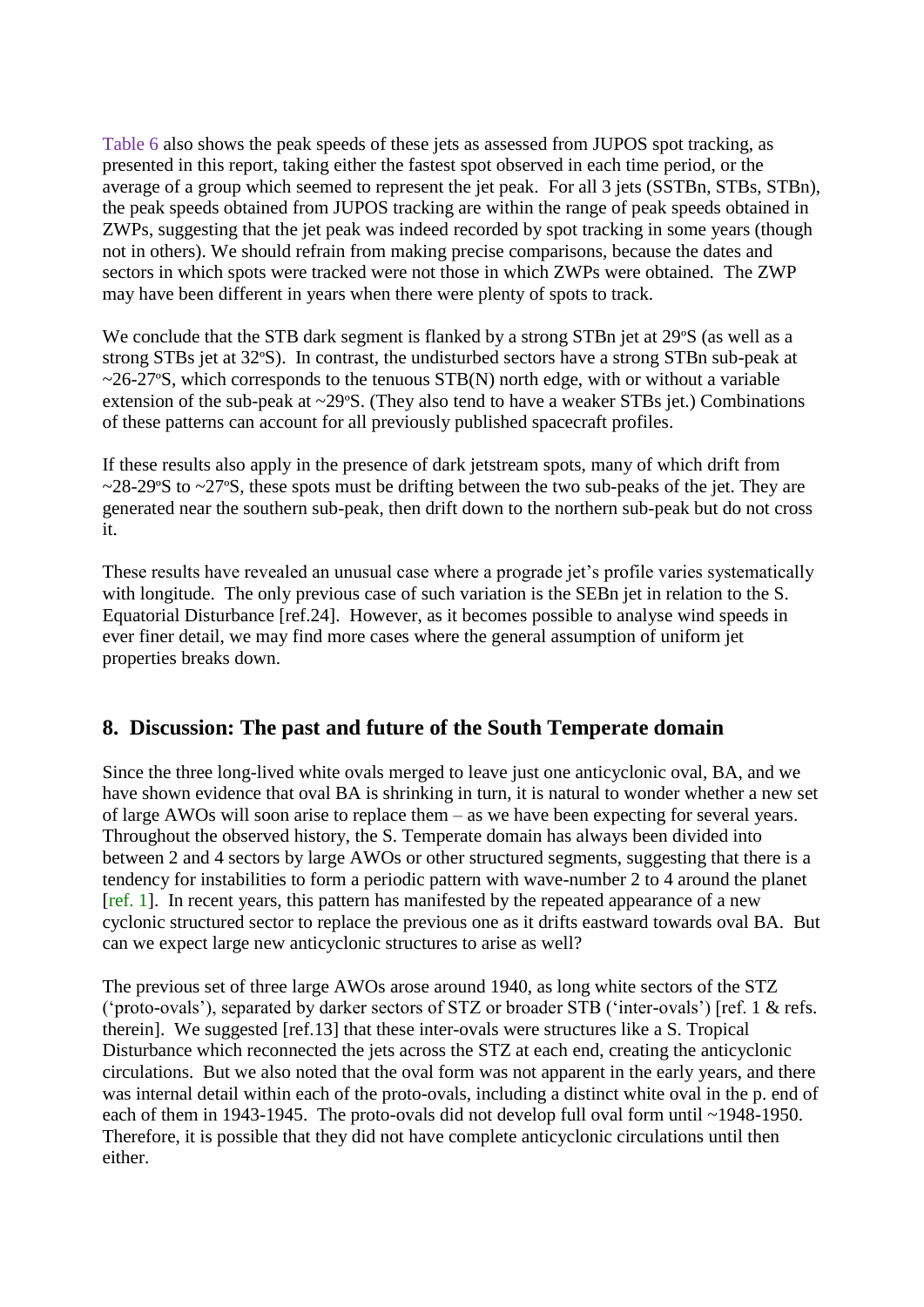Table 6 also shows the peak speeds of these jets as assessed from JUPOS spot tracking, as presented in this report, taking either the fastest spot observed in each time period, or the average of a group which seemed to represent the jet peak. For all 3 jets (SSTBn, STBs, STBn), the peak speeds obtained from JUPOS tracking are within the range of peak speeds obtained in ZWPs, suggesting that the jet peak was indeed recorded by spot tracking in some years (though not in others). We should refrain from making precise comparisons, because the dates and sectors in which spots were tracked were not those in which ZWPs were obtained. The ZWP may have been different in years when there were plenty of spots to track.

We conclude that the STB dark segment is flanked by a strong STBn jet at 29ºS (as well as a strong STBs jet at 32ºS). In contrast, the undisturbed sectors have a strong STBn sub-peak at ~26-27ºS, which corresponds to the tenuous STB(N) north edge, with or without a variable extension of the sub-peak at ~29ºS. (They also tend to have a weaker STBs jet.) Combinations of these patterns can account for all previously published spacecraft profiles.

If these results also apply in the presence of dark jetstream spots, many of which drift from ~28-29ºS to ~27ºS, these spots must be drifting between the two sub-peaks of the jet. They are generated near the southern sub-peak, then drift down to the northern sub-peak but do not cross it.

These results have revealed an unusual case where a prograde jet's profile varies systematically with longitude. The only previous case of such variation is the SEBn jet in relation to the S. Equatorial Disturbance [ref.24]. However, as it becomes possible to analyse wind speeds in ever finer detail, we may find more cases where the general assumption of uniform jet properties breaks down.

## 8. Discussion: The past and future of the South Temperate domain

Since the three long-lived white ovals merged to leave just one anticyclonic oval, BA, and we have shown evidence that oval BA is shrinking in turn, it is natural to wonder whether a new set of large AWOs will soon arise to replace them – as we have been expecting for several years. Throughout the observed history, the S. Temperate domain has always been divided into between 2 and 4 sectors by large AWOs or other structured segments, suggesting that there is a tendency for instabilities to form a periodic pattern with wave-number 2 to 4 around the planet [ref. 1]. In recent years, this pattern has manifested by the repeated appearance of a new cyclonic structured sector to replace the previous one as it drifts eastward towards oval BA. But can we expect large new anticyclonic structures to arise as well?

The previous set of three large AWOs arose around 1940, as long white sectors of the STZ ('proto-ovals'), separated by darker sectors of STZ or broader STB ('inter-ovals') [ref. 1 & refs. therein]. We suggested [ref.13] that these inter-ovals were structures like a S. Tropical Disturbance which reconnected the jets across the STZ at each end, creating the anticyclonic circulations. But we also noted that the oval form was not apparent in the early years, and there was internal detail within each of the proto-ovals, including a distinct white oval in the p. end of each of them in 1943-1945. The proto-ovals did not develop full oval form until ~1948-1950. Therefore, it is possible that they did not have complete anticyclonic circulations until then either.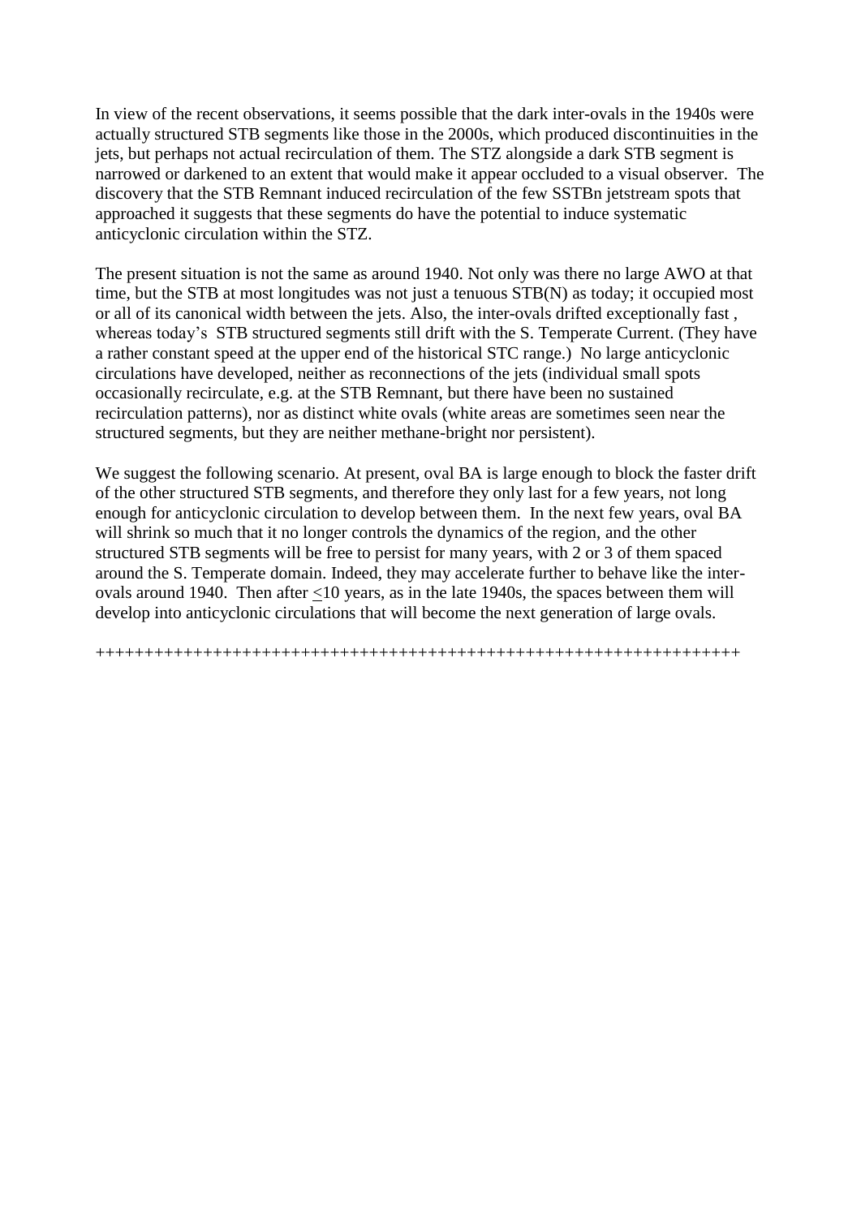In view of the recent observations, it seems possible that the dark inter-ovals in the 1940s were actually structured STB segments like those in the 2000s, which produced discontinuities in the jets, but perhaps not actual recirculation of them. The STZ alongside a dark STB segment is narrowed or darkened to an extent that would make it appear occluded to a visual observer. The discovery that the STB Remnant induced recirculation of the few SSTBn jetstream spots that approached it suggests that these segments do have the potential to induce systematic anticyclonic circulation within the STZ.

The present situation is not the same as around 1940. Not only was there no large AWO at that time, but the STB at most longitudes was not just a tenuous STB(N) as today; it occupied most or all of its canonical width between the jets. Also, the inter-ovals drifted exceptionally fast , whereas today's STB structured segments still drift with the S. Temperate Current. (They have a rather constant speed at the upper end of the historical STC range.) No large anticyclonic circulations have developed, neither as reconnections of the jets (individual small spots occasionally recirculate, e.g. at the STB Remnant, but there have been no sustained recirculation patterns), nor as distinct white ovals (white areas are sometimes seen near the structured segments, but they are neither methane-bright nor persistent).

We suggest the following scenario. At present, oval BA is large enough to block the faster drift of the other structured STB segments, and therefore they only last for a few years, not long enough for anticyclonic circulation to develop between them. In the next few years, oval BA will shrink so much that it no longer controls the dynamics of the region, and the other structured STB segments will be free to persist for many years, with 2 or 3 of them spaced around the S. Temperate domain. Indeed, they may accelerate further to behave like the inter-ovals around 1940. Then after $\leq$10 years, as in the late 1940s, the spaces between them will develop into anticyclonic circulations that will become the next generation of large ovals.

++++++++++++++++++++++++++++++++++++++++++++++++++++++++++++++++++++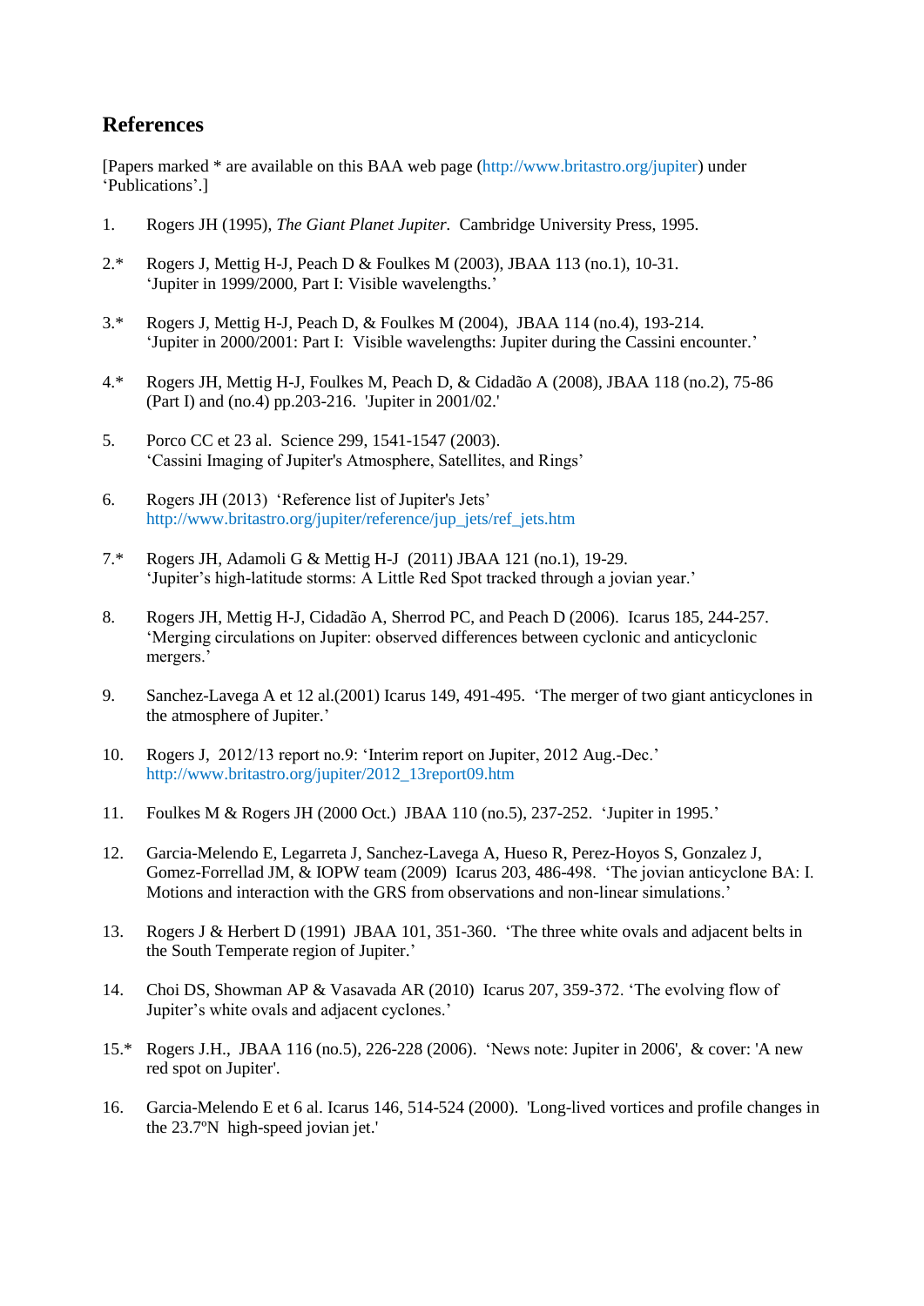## References

[Papers marked * are available on this BAA web page (http://www.britastro.org/jupiter) under 'Publications'.]

1. Rogers JH (1995), *The Giant Planet Jupiter*. Cambridge University Press, 1995.

2.* Rogers J, Mettig H-J, Peach D & Foulkes M (2003), JBAA 113 (no.1), 10-31. 'Jupiter in 1999/2000, Part I: Visible wavelengths.'

3.* Rogers J, Mettig H-J, Peach D, & Foulkes M (2004), JBAA 114 (no.4), 193-214. 'Jupiter in 2000/2001: Part I: Visible wavelengths: Jupiter during the Cassini encounter.'

4.* Rogers JH, Mettig H-J, Foulkes M, Peach D, & Cidadão A (2008), JBAA 118 (no.2), 75-86 (Part I) and (no.4) pp.203-216. 'Jupiter in 2001/02.'

5. Porco CC et 23 al. Science 299, 1541-1547 (2003). 'Cassini Imaging of Jupiter's Atmosphere, Satellites, and Rings'

6. Rogers JH (2013) 'Reference list of Jupiter's Jets' http://www.britastro.org/jupiter/reference/jup_jets/ref_jets.htm

7.* Rogers JH, Adamoli G & Mettig H-J (2011) JBAA 121 (no.1), 19-29. 'Jupiter's high-latitude storms: A Little Red Spot tracked through a jovian year.'

8. Rogers JH, Mettig H-J, Cidadão A, Sherrod PC, and Peach D (2006). Icarus 185, 244-257. 'Merging circulations on Jupiter: observed differences between cyclonic and anticyclonic mergers.'

9. Sanchez-Lavega A et 12 al.(2001) Icarus 149, 491-495. 'The merger of two giant anticyclones in the atmosphere of Jupiter.'

10. Rogers J, 2012/13 report no.9: 'Interim report on Jupiter, 2012 Aug.-Dec.' http://www.britastro.org/jupiter/2012_13report09.htm

11. Foulkes M & Rogers JH (2000 Oct.) JBAA 110 (no.5), 237-252. 'Jupiter in 1995.'

12. Garcia-Melendo E, Legarreta J, Sanchez-Lavega A, Hueso R, Perez-Hoyos S, Gonzalez J, Gomez-Forrellad JM, & IOPW team (2009) Icarus 203, 486-498. 'The jovian anticyclone BA: I. Motions and interaction with the GRS from observations and non-linear simulations.'

13. Rogers J & Herbert D (1991) JBAA 101, 351-360. 'The three white ovals and adjacent belts in the South Temperate region of Jupiter.'

14. Choi DS, Showman AP & Vasavada AR (2010) Icarus 207, 359-372. 'The evolving flow of Jupiter's white ovals and adjacent cyclones.'

15.* Rogers J.H., JBAA 116 (no.5), 226-228 (2006). 'News note: Jupiter in 2006', & cover: 'A new red spot on Jupiter'.

16. Garcia-Melendo E et 6 al. Icarus 146, 514-524 (2000). 'Long-lived vortices and profile changes in the 23.7ºN high-speed jovian jet.'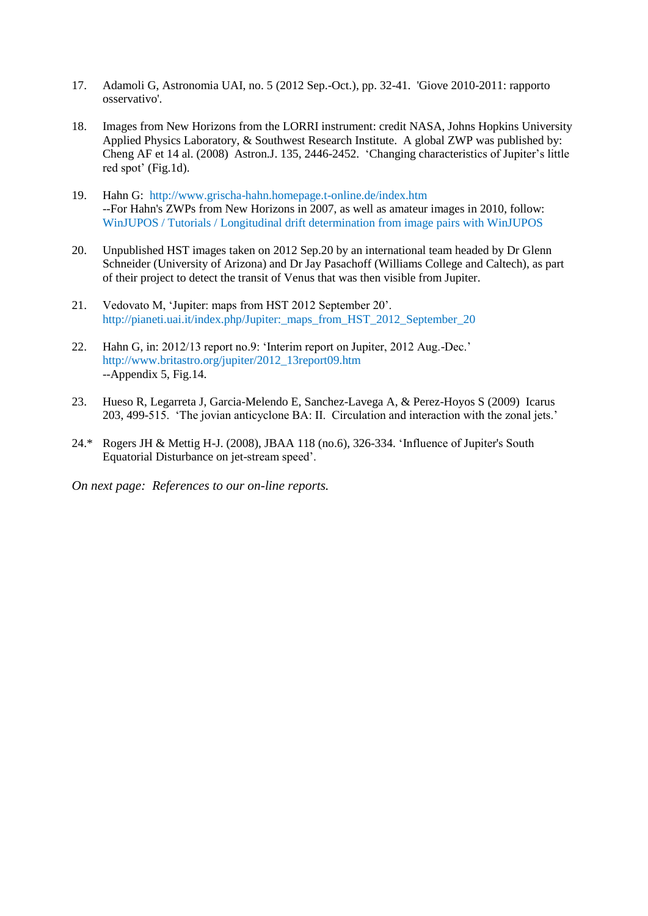17. Adamoli G, Astronomia UAI, no. 5 (2012 Sep.-Oct.), pp. 32-41. 'Giove 2010-2011: rapporto osservativo'.

18. Images from New Horizons from the LORRI instrument: credit NASA, Johns Hopkins University Applied Physics Laboratory, & Southwest Research Institute. A global ZWP was published by: Cheng AF et 14 al. (2008) Astron.J. 135, 2446-2452. 'Changing characteristics of Jupiter's little red spot' (Fig.1d).

19. Hahn G: http://www.grischa-hahn.homepage.t-online.de/index.htm
--For Hahn's ZWPs from New Horizons in 2007, as well as amateur images in 2010, follow: WinJUPOS / Tutorials / Longitudinal drift determination from image pairs with WinJUPOS

20. Unpublished HST images taken on 2012 Sep.20 by an international team headed by Dr Glenn Schneider (University of Arizona) and Dr Jay Pasachoff (Williams College and Caltech), as part of their project to detect the transit of Venus that was then visible from Jupiter.

21. Vedovato M, 'Jupiter: maps from HST 2012 September 20'.
http://pianeti.uai.it/index.php/Jupiter:_maps_from_HST_2012_September_20

22. Hahn G, in: 2012/13 report no.9: 'Interim report on Jupiter, 2012 Aug.-Dec.'
http://www.britastro.org/jupiter/2012_13report09.htm
--Appendix 5, Fig.14.

23. Hueso R, Legarreta J, Garcia-Melendo E, Sanchez-Lavega A, & Perez-Hoyos S (2009) Icarus 203, 499-515. 'The jovian anticyclone BA: II. Circulation and interaction with the zonal jets.'

24.* Rogers JH & Mettig H-J. (2008), JBAA 118 (no.6), 326-334. 'Influence of Jupiter's South Equatorial Disturbance on jet-stream speed'.

*On next page: References to our on-line reports.*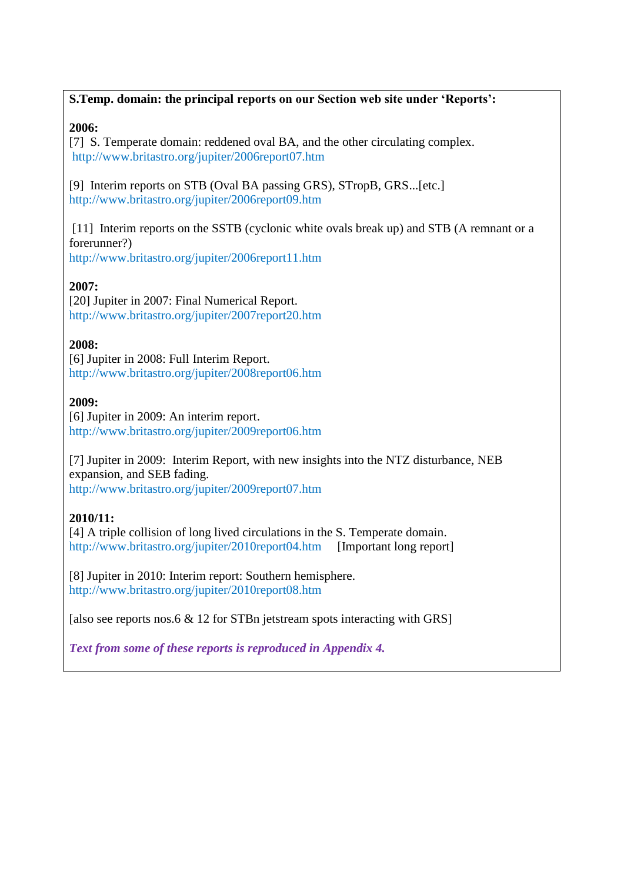**S.Temp. domain: the principal reports on our Section web site under 'Reports':**

**2006:**

[7] S. Temperate domain: reddened oval BA, and the other circulating complex.
http://www.britastro.org/jupiter/2006report07.htm

[9] Interim reports on STB (Oval BA passing GRS), STropB, GRS...[etc.]
http://www.britastro.org/jupiter/2006report09.htm

[11] Interim reports on the SSTB (cyclonic white ovals break up) and STB (A remnant or a forerunner?)
http://www.britastro.org/jupiter/2006report11.htm

**2007:**

[20] Jupiter in 2007: Final Numerical Report.
http://www.britastro.org/jupiter/2007report20.htm

**2008:**

[6] Jupiter in 2008: Full Interim Report.
http://www.britastro.org/jupiter/2008report06.htm

**2009:**

[6] Jupiter in 2009: An interim report.
http://www.britastro.org/jupiter/2009report06.htm

[7] Jupiter in 2009: Interim Report, with new insights into the NTZ disturbance, NEB expansion, and SEB fading.
http://www.britastro.org/jupiter/2009report07.htm

**2010/11:**

[4] A triple collision of long lived circulations in the S. Temperate domain.
http://www.britastro.org/jupiter/2010report04.htm [Important long report]

[8] Jupiter in 2010: Interim report: Southern hemisphere.
http://www.britastro.org/jupiter/2010report08.htm

[also see reports nos.6 & 12 for STBn jetstream spots interacting with GRS]

***Text from some of these reports is reproduced in Appendix 4.***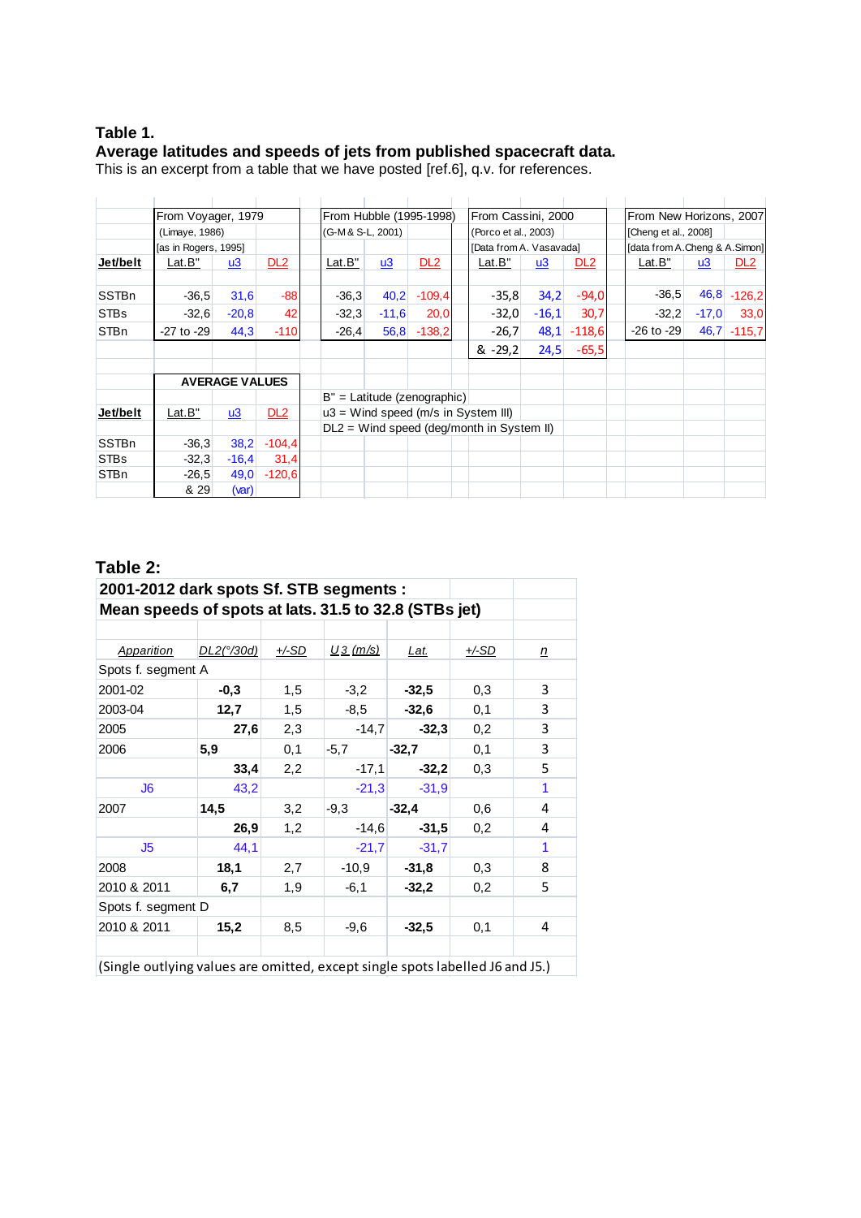**Table 1.**

**Average latitudes and speeds of jets from published spacecraft data.**

This is an excerpt from a table that we have posted [ref.6], q.v. for references.

| | From Voyager, 1979 | | | From Hubble (1995-1998) | | | From Cassini, 2000 | | | From New Horizons, 2007 | | |
|---|---|---|---|---|---|---|---|---|---|---|---|---|
| | (Limaye, 1986) | | | (G-M & S-L, 2001) | | | (Porco et al., 2003) | | | [Cheng et al., 2008] | | |
| | [as in Rogers, 1995] | | | | | | [Data from A. Vasavada] | | | [data from A.Cheng & A.Simon] | | |
| **Jet/belt** | Lat.B" | u3 | DL2 | Lat.B" | u3 | DL2 | Lat.B" | u3 | DL2 | Lat.B" | u3 | DL2 |
| SSTBn | -36,5 | 31,6 | -88 | -36,3 | 40,2 | -109,4 | -35,8 | 34,2 | -94,0 | -36,5 | 46,8 | -126,2 |
| STBs | -32,6 | -20,8 | 42 | -32,3 | -11,6 | 20,0 | -32,0 | -16,1 | 30,7 | -32,2 | -17,0 | 33,0 |
| STBn | -27 to -29 | 44,3 | -110 | -26,4 | 56,8 | -138,2 | -26,7 | 48,1 | -118,6 | -26 to -29 | 46,7 | -115,7 |
| | | | | | | | & -29,2 | 24,5 | -65,5 | | | |

| | AVERAGE VALUES | | |
|---|---|---|---|
| **Jet/belt** | Lat.B" | u3 | DL2 |
| SSTBn | -36,3 | 38,2 | -104,4 |
| STBs | -32,3 | -16,4 | 31,4 |
| STBn | -26,5 | 49,0 | -120,6 |
| | & 29 | (var) | |

B" = Latitude (zenographic)
u3 = Wind speed (m/s in System III)
DL2 = Wind speed (deg/month in System II)

## Table 2:

**2001-2012 dark spots Sf. STB segments :**
**Mean speeds of spots at lats. 31.5 to 32.8 (STBs jet)**

| *Apparition* | *DL2(°/30d)* | *+/-SD* | *U3 (m/s)* | *Lat.* | *+/-SD* | *n* |
|---|---|---|---|---|---|---|
| Spots f. segment A | | | | | | |
| 2001-02 | **-0,3** | 1,5 | -3,2 | **-32,5** | 0,3 | 3 |
| 2003-04 | **12,7** | 1,5 | -8,5 | **-32,6** | 0,1 | 3 |
| 2005 | **27,6** | 2,3 | -14,7 | **-32,3** | 0,2 | 3 |
| 2006 | **5,9** | 0,1 | -5,7 | **-32,7** | 0,1 | 3 |
| | **33,4** | 2,2 | -17,1 | **-32,2** | 0,3 | 5 |
| J6 | 43,2 | | -21,3 | -31,9 | | 1 |
| 2007 | **14,5** | 3,2 | -9,3 | **-32,4** | 0,6 | 4 |
| | **26,9** | 1,2 | -14,6 | **-31,5** | 0,2 | 4 |
| J5 | 44,1 | | -21,7 | -31,7 | | 1 |
| 2008 | **18,1** | 2,7 | -10,9 | **-31,8** | 0,3 | 8 |
| 2010 & 2011 | **6,7** | 1,9 | -6,1 | **-32,2** | 0,2 | 5 |
| Spots f. segment D | | | | | | |
| 2010 & 2011 | **15,2** | 8,5 | -9,6 | **-32,5** | 0,1 | 4 |

(Single outlying values are omitted, except single spots labelled J6 and J5.)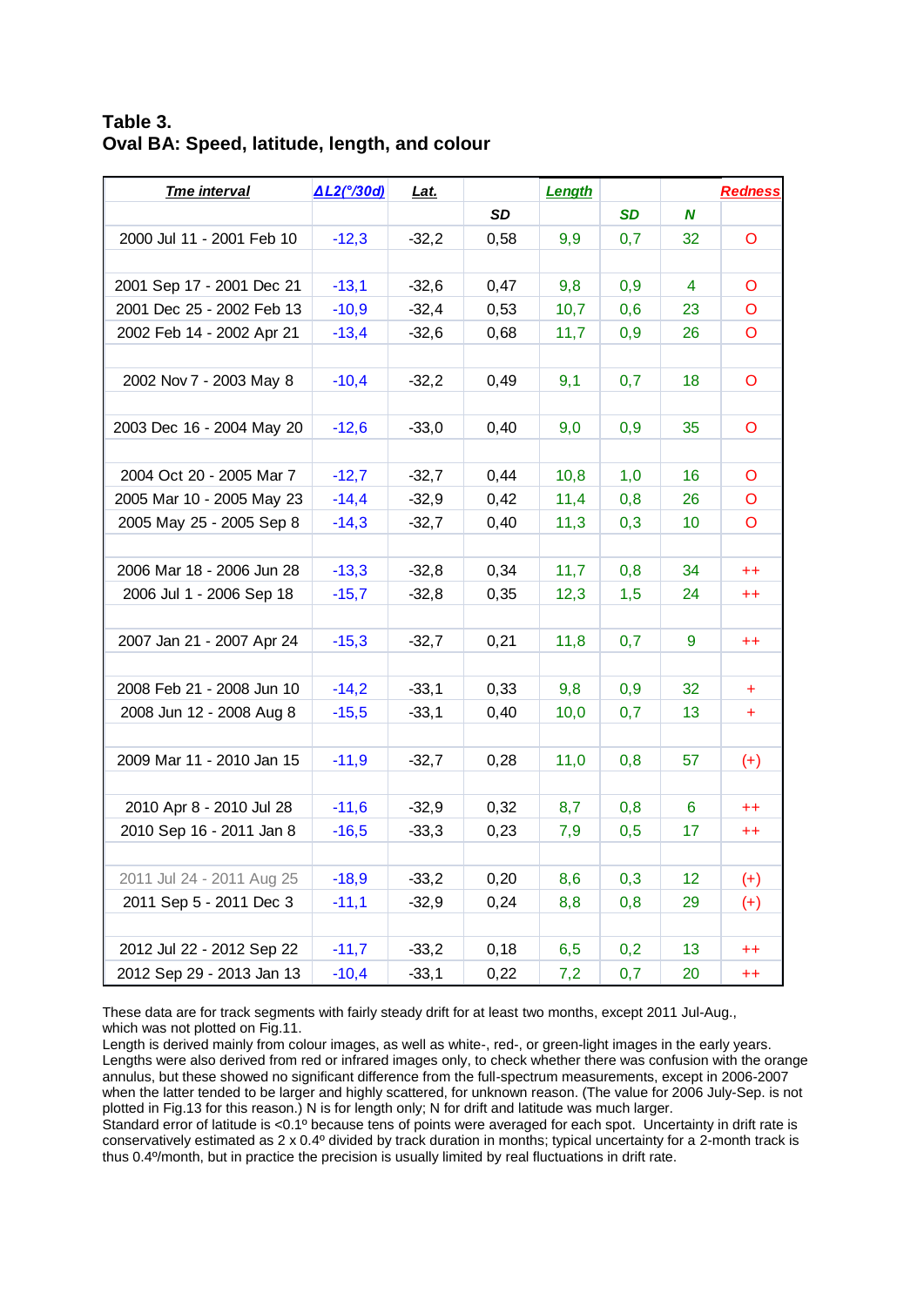**Table 3.**
**Oval BA: Speed, latitude, length, and colour**

| Tme interval | ΔL2(°/30d) | Lat. | | Length | | | Redness |
|---|---|---|---|---|---|---|---|
| | | | SD | | SD | N | |
| 2000 Jul 11 - 2001 Feb 10 | -12,3 | -32,2 | 0,58 | 9,9 | 0,7 | 32 | O |
| | | | | | | | |
| 2001 Sep 17 - 2001 Dec 21 | -13,1 | -32,6 | 0,47 | 9,8 | 0,9 | 4 | O |
| 2001 Dec 25 - 2002 Feb 13 | -10,9 | -32,4 | 0,53 | 10,7 | 0,6 | 23 | O |
| 2002 Feb 14 - 2002 Apr 21 | -13,4 | -32,6 | 0,68 | 11,7 | 0,9 | 26 | O |
| | | | | | | | |
| 2002 Nov 7 - 2003 May 8 | -10,4 | -32,2 | 0,49 | 9,1 | 0,7 | 18 | O |
| | | | | | | | |
| 2003 Dec 16 - 2004 May 20 | -12,6 | -33,0 | 0,40 | 9,0 | 0,9 | 35 | O |
| | | | | | | | |
| 2004 Oct 20 - 2005 Mar 7 | -12,7 | -32,7 | 0,44 | 10,8 | 1,0 | 16 | O |
| 2005 Mar 10 - 2005 May 23 | -14,4 | -32,9 | 0,42 | 11,4 | 0,8 | 26 | O |
| 2005 May 25 - 2005 Sep 8 | -14,3 | -32,7 | 0,40 | 11,3 | 0,3 | 10 | O |
| | | | | | | | |
| 2006 Mar 18 - 2006 Jun 28 | -13,3 | -32,8 | 0,34 | 11,7 | 0,8 | 34 | ++ |
| 2006 Jul 1 - 2006 Sep 18 | -15,7 | -32,8 | 0,35 | 12,3 | 1,5 | 24 | ++ |
| | | | | | | | |
| 2007 Jan 21 - 2007 Apr 24 | -15,3 | -32,7 | 0,21 | 11,8 | 0,7 | 9 | ++ |
| | | | | | | | |
| 2008 Feb 21 - 2008 Jun 10 | -14,2 | -33,1 | 0,33 | 9,8 | 0,9 | 32 | + |
| 2008 Jun 12 - 2008 Aug 8 | -15,5 | -33,1 | 0,40 | 10,0 | 0,7 | 13 | + |
| | | | | | | | |
| 2009 Mar 11 - 2010 Jan 15 | -11,9 | -32,7 | 0,28 | 11,0 | 0,8 | 57 | (+) |
| | | | | | | | |
| 2010 Apr 8 - 2010 Jul 28 | -11,6 | -32,9 | 0,32 | 8,7 | 0,8 | 6 | ++ |
| 2010 Sep 16 - 2011 Jan 8 | -16,5 | -33,3 | 0,23 | 7,9 | 0,5 | 17 | ++ |
| | | | | | | | |
| 2011 Jul 24 - 2011 Aug 25 | -18,9 | -33,2 | 0,20 | 8,6 | 0,3 | 12 | (+) |
| 2011 Sep 5 - 2011 Dec 3 | -11,1 | -32,9 | 0,24 | 8,8 | 0,8 | 29 | (+) |
| | | | | | | | |
| 2012 Jul 22 - 2012 Sep 22 | -11,7 | -33,2 | 0,18 | 6,5 | 0,2 | 13 | ++ |
| 2012 Sep 29 - 2013 Jan 13 | -10,4 | -33,1 | 0,22 | 7,2 | 0,7 | 20 | ++ |

These data are for track segments with fairly steady drift for at least two months, except 2011 Jul-Aug., which was not plotted on Fig.11.
Length is derived mainly from colour images, as well as white-, red-, or green-light images in the early years. Lengths were also derived from red or infrared images only, to check whether there was confusion with the orange annulus, but these showed no significant difference from the full-spectrum measurements, except in 2006-2007 when the latter tended to be larger and highly scattered, for unknown reason. (The value for 2006 July-Sep. is not plotted in Fig.13 for this reason.) N is for length only; N for drift and latitude was much larger.
Standard error of latitude is <0.1º because tens of points were averaged for each spot. Uncertainty in drift rate is conservatively estimated as 2 x 0.4º divided by track duration in months; typical uncertainty for a 2-month track is thus 0.4º/month, but in practice the precision is usually limited by real fluctuations in drift rate.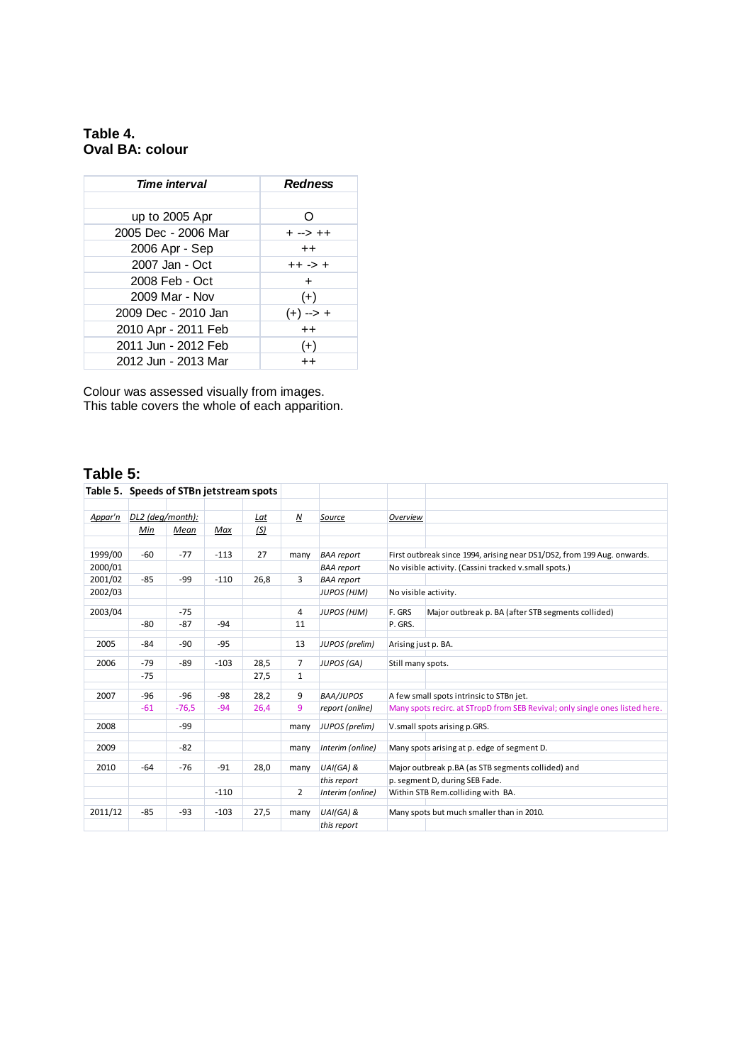**Table 4.**
**Oval BA: colour**

| *Time interval* | *Redness* |
|---|---|
| | |
| up to 2005 Apr | O |
| 2005 Dec - 2006 Mar | + --> ++ |
| 2006 Apr - Sep | ++ |
| 2007 Jan - Oct | ++ -> + |
| 2008 Feb - Oct | + |
| 2009 Mar - Nov | (+) |
| 2009 Dec - 2010 Jan | (+) --> + |
| 2010 Apr - 2011 Feb | ++ |
| 2011 Jun - 2012 Feb | (+) |
| 2012 Jun - 2013 Mar | ++ |

Colour was assessed visually from images.
This table covers the whole of each apparition.

## Table 5:

**Table 5. Speeds of STBn jetstream spots**

| *Appar'n* | *DL2 (deg/month):* | | | *Lat (S)* | *N* | *Source* | *Overview* | |
|---|---|---|---|---|---|---|---|---|
| | *Min* | *Mean* | *Max* | | | | | |
| 1999/00 | -60 | -77 | -113 | 27 | many | *BAA report* | First outbreak since 1994, arising near DS1/DS2, from 199 Aug. onwards. | |
| 2000/01 | | | | | | *BAA report* | No visible activity. (Cassini tracked v.small spots.) | |
| 2001/02 | -85 | -99 | -110 | 26,8 | 3 | *BAA report* | | |
| 2002/03 | | | | | | *JUPOS (HJM)* | No visible activity. | |
| 2003/04 | | -75 | | | 4 | *JUPOS (HJM)* | F. GRS | Major outbreak p. BA (after STB segments collided) |
| | -80 | -87 | -94 | | 11 | | P. GRS. | |
| 2005 | -84 | -90 | -95 | | 13 | *JUPOS (prelim)* | Arising just p. BA. | |
| 2006 | -79 | -89 | -103 | 28,5 | 7 | *JUPOS (GA)* | Still many spots. | |
| | -75 | | | 27,5 | 1 | | | |
| 2007 | -96 | -96 | -98 | 28,2 | 9 | *BAA/JUPOS* | A few small spots intrinsic to STBn jet. | |
| | -61 | -76,5 | -94 | 26,4 | 9 | *report (online)* | Many spots recirc. at STropD from SEB Revival; only single ones listed here. | |
| 2008 | | -99 | | | many | *JUPOS (prelim)* | V.small spots arising p.GRS. | |
| 2009 | | -82 | | | many | *Interim (online)* | Many spots arising at p. edge of segment D. | |
| 2010 | -64 | -76 | -91 | 28,0 | many | *UAI(GA) &* | Major outbreak p.BA (as STB segments collided) and | |
| | | | | | | *this report* | p. segment D, during SEB Fade. | |
| | | | -110 | | 2 | *Interim (online)* | Within STB Rem.colliding with BA. | |
| 2011/12 | -85 | -93 | -103 | 27,5 | many | *UAI(GA) &* | Many spots but much smaller than in 2010. | |
| | | | | | | *this report* | | |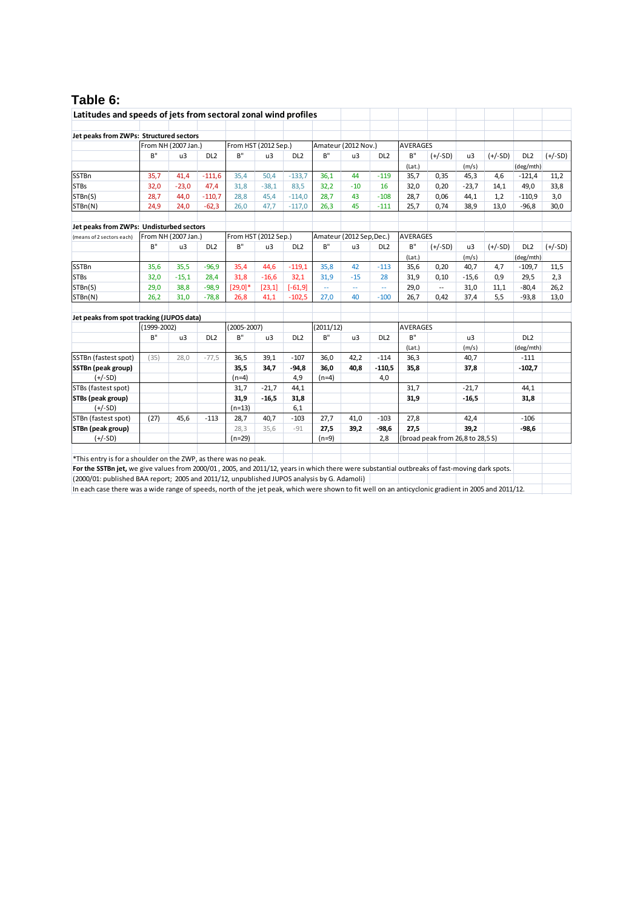# Table 6:

**Latitudes and speeds of jets from sectoral zonal wind profiles**

**Jet peaks from ZWPs: Structured sectors**

| | From NH (2007 Jan.) | | | From HST (2012 Sep.) | | | Amateur (2012 Nov.) | | | AVERAGES | | | | | |
|---|---|---|---|---|---|---|---|---|---|---|---|---|---|---|---|
| | B" | u3 | DL2 | B" | u3 | DL2 | B" | u3 | DL2 | B" | (+/-SD) | u3 | (+/-SD) | DL2 | (+/-SD) |
| | | | | | | | | | | (Lat.) | | (m/s) | | (deg/mth) | |
| SSTBn | 35,7 | 41,4 | -111,6 | 35,4 | 50,4 | -133,7 | 36,1 | 44 | -119 | 35,7 | 0,35 | 45,3 | 4,6 | -121,4 | 11,2 |
| STBs | 32,0 | -23,0 | 47,4 | 31,8 | -38,1 | 83,5 | 32,2 | -10 | 16 | 32,0 | 0,20 | -23,7 | 14,1 | 49,0 | 33,8 |
| STBn(S) | 28,7 | 44,0 | -110,7 | 28,8 | 45,4 | -114,0 | 28,7 | 43 | -108 | 28,7 | 0,06 | 44,1 | 1,2 | -110,9 | 3,0 |
| STBn(N) | 24,9 | 24,0 | -62,3 | 26,0 | 47,7 | -117,0 | 26,3 | 45 | -111 | 25,7 | 0,74 | 38,9 | 13,0 | -96,8 | 30,0 |

**Jet peaks from ZWPs: Undisturbed sectors**

| (means of 2 sectors each) | From NH (2007 Jan.) | | | From HST (2012 Sep.) | | | Amateur (2012 Sep,Dec.) | | | AVERAGES | | | | | |
|---|---|---|---|---|---|---|---|---|---|---|---|---|---|---|---|
| | B" | u3 | DL2 | B" | u3 | DL2 | B" | u3 | DL2 | B" | (+/-SD) | u3 | (+/-SD) | DL2 | (+/-SD) |
| | | | | | | | | | | (Lat.) | | (m/s) | | (deg/mth) | |
| SSTBn | 35,6 | 35,5 | -96,9 | 35,4 | 44,6 | -119,1 | 35,8 | 42 | -113 | 35,6 | 0,20 | 40,7 | 4,7 | -109,7 | 11,5 |
| STBs | 32,0 | -15,1 | 28,4 | 31,8 | -16,6 | 32,1 | 31,9 | -15 | 28 | 31,9 | 0,10 | -15,6 | 0,9 | 29,5 | 2,3 |
| STBn(S) | 29,0 | 38,8 | -98,9 | [29,0]* | [23,1] | [-61,9] | -- | -- | -- | 29,0 | -- | 31,0 | 11,1 | -80,4 | 26,2 |
| STBn(N) | 26,2 | 31,0 | -78,8 | 26,8 | 41,1 | -102,5 | 27,0 | 40 | -100 | 26,7 | 0,42 | 37,4 | 5,5 | -93,8 | 13,0 |

**Jet peaks from spot tracking (JUPOS data)**

| | (1999-2002) | | | (2005-2007) | | | (2011/12) | | | AVERAGES | | | | | |
|---|---|---|---|---|---|---|---|---|---|---|---|---|---|---|---|
| | B" | u3 | DL2 | B" | u3 | DL2 | B" | u3 | DL2 | B" | | u3 | | DL2 | |
| | | | | | | | | | | (Lat.) | | (m/s) | | (deg/mth) | |
| SSTBn (fastest spot) | (35) | 28,0 | -77,5 | 36,5 | 39,1 | -107 | 36,0 | 42,2 | -114 | 36,3 | | 40,7 | | -111 | |
| **SSTBn (peak group)** | | | | **35,5** | **34,7** | **-94,8** | **36,0** | **40,8** | **-110,5** | **35,8** | | **37,8** | | **-102,7** | |
| (+/-SD) | | | | (n=4) | | 4,9 | (n=4) | | 4,0 | | | | | | |
| STBs (fastest spot) | | | | 31,7 | -21,7 | 44,1 | | | | 31,7 | | -21,7 | | 44,1 | |
| **STBs (peak group)** | | | | **31,9** | **-16,5** | **31,8** | | | | **31,9** | | **-16,5** | | **31,8** | |
| (+/-SD) | | | | (n=13) | | 6,1 | | | | | | | | | |
| STBn (fastest spot) | (27) | 45,6 | -113 | 28,7 | 40,7 | -103 | 27,7 | 41,0 | -103 | 27,8 | | 42,4 | | -106 | |
| **STBn (peak group)** | | | | 28,3 | 35,6 | -91 | **27,5** | **39,2** | **-98,6** | **27,5** | | **39,2** | | **-98,6** | |
| (+/-SD) | | | | (n=29) | | | (n=9) | | 2,8 | (broad peak from 26,8 to 28,5 S) | | | | | |

*This entry is for a shoulder on the ZWP, as there was no peak.

**For the SSTBn jet,** we give values from 2000/01 , 2005, and 2011/12, years in which there were substantial outbreaks of fast-moving dark spots.

(2000/01: published BAA report; 2005 and 2011/12, unpublished JUPOS analysis by G. Adamoli)

In each case there was a wide range of speeds, north of the jet peak, which were shown to fit well on an anticyclonic gradient in 2005 and 2011/12.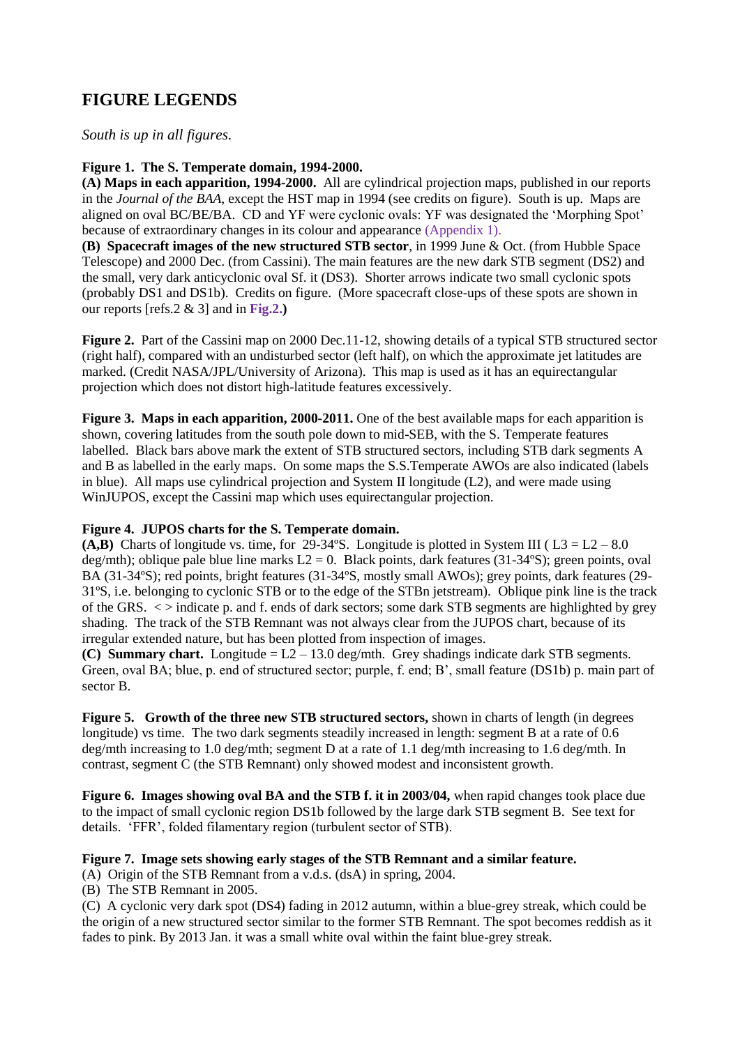## FIGURE LEGENDS

*South is up in all figures.*

**Figure 1. The S. Temperate domain, 1994-2000.**
**(A) Maps in each apparition, 1994-2000.** All are cylindrical projection maps, published in our reports in the *Journal of the BAA*, except the HST map in 1994 (see credits on figure). South is up. Maps are aligned on oval BC/BE/BA. CD and YF were cyclonic ovals: YF was designated the 'Morphing Spot' because of extraordinary changes in its colour and appearance (Appendix 1).
**(B) Spacecraft images of the new structured STB sector**, in 1999 June & Oct. (from Hubble Space Telescope) and 2000 Dec. (from Cassini). The main features are the new dark STB segment (DS2) and the small, very dark anticyclonic oval Sf. it (DS3). Shorter arrows indicate two small cyclonic spots (probably DS1 and DS1b). Credits on figure. (More spacecraft close-ups of these spots are shown in our reports [refs.2 & 3] and in **Fig.2.**)

**Figure 2.** Part of the Cassini map on 2000 Dec.11-12, showing details of a typical STB structured sector (right half), compared with an undisturbed sector (left half), on which the approximate jet latitudes are marked. (Credit NASA/JPL/University of Arizona). This map is used as it has an equirectangular projection which does not distort high-latitude features excessively.

**Figure 3. Maps in each apparition, 2000-2011.** One of the best available maps for each apparition is shown, covering latitudes from the south pole down to mid-SEB, with the S. Temperate features labelled. Black bars above mark the extent of STB structured sectors, including STB dark segments A and B as labelled in the early maps. On some maps the S.S.Temperate AWOs are also indicated (labels in blue). All maps use cylindrical projection and System II longitude (L2), and were made using WinJUPOS, except the Cassini map which uses equirectangular projection.

**Figure 4. JUPOS charts for the S. Temperate domain.**
**(A,B)** Charts of longitude vs. time, for 29-34ºS. Longitude is plotted in System III ( $L3 = L2 - 8.0$ deg/mth); oblique pale blue line marks $L2 = 0$. Black points, dark features (31-34ºS); green points, oval BA (31-34ºS); red points, bright features (31-34ºS, mostly small AWOs); grey points, dark features (29-31ºS, i.e. belonging to cyclonic STB or to the edge of the STBn jetstream). Oblique pink line is the track of the GRS. < > indicate p. and f. ends of dark sectors; some dark STB segments are highlighted by grey shading. The track of the STB Remnant was not always clear from the JUPOS chart, because of its irregular extended nature, but has been plotted from inspection of images.
**(C) Summary chart.** Longitude = $L2 - 13.0$ deg/mth. Grey shadings indicate dark STB segments. Green, oval BA; blue, p. end of structured sector; purple, f. end; B', small feature (DS1b) p. main part of sector B.

**Figure 5. Growth of the three new STB structured sectors,** shown in charts of length (in degrees longitude) vs time. The two dark segments steadily increased in length: segment B at a rate of 0.6 deg/mth increasing to 1.0 deg/mth; segment D at a rate of 1.1 deg/mth increasing to 1.6 deg/mth. In contrast, segment C (the STB Remnant) only showed modest and inconsistent growth.

**Figure 6. Images showing oval BA and the STB f. it in 2003/04,** when rapid changes took place due to the impact of small cyclonic region DS1b followed by the large dark STB segment B. See text for details. 'FFR', folded filamentary region (turbulent sector of STB).

**Figure 7. Image sets showing early stages of the STB Remnant and a similar feature.**
(A) Origin of the STB Remnant from a v.d.s. (dsA) in spring, 2004.
(B) The STB Remnant in 2005.
(C) A cyclonic very dark spot (DS4) fading in 2012 autumn, within a blue-grey streak, which could be the origin of a new structured sector similar to the former STB Remnant. The spot becomes reddish as it fades to pink. By 2013 Jan. it was a small white oval within the faint blue-grey streak.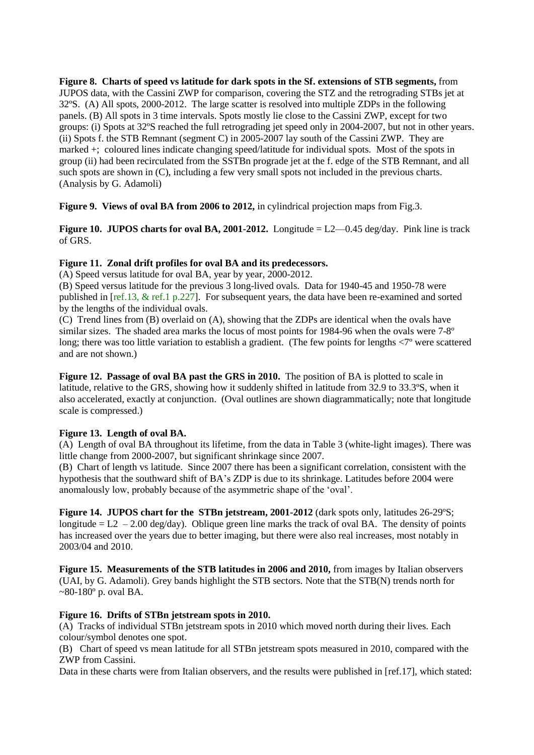**Figure 8. Charts of speed vs latitude for dark spots in the Sf. extensions of STB segments,** from JUPOS data, with the Cassini ZWP for comparison, covering the STZ and the retrograding STBs jet at 32ºS. (A) All spots, 2000-2012. The large scatter is resolved into multiple ZDPs in the following panels. (B) All spots in 3 time intervals. Spots mostly lie close to the Cassini ZWP, except for two groups: (i) Spots at 32ºS reached the full retrograding jet speed only in 2004-2007, but not in other years. (ii) Spots f. the STB Remnant (segment C) in 2005-2007 lay south of the Cassini ZWP. They are marked +; coloured lines indicate changing speed/latitude for individual spots. Most of the spots in group (ii) had been recirculated from the SSTBn prograde jet at the f. edge of the STB Remnant, and all such spots are shown in (C), including a few very small spots not included in the previous charts. (Analysis by G. Adamoli)

**Figure 9. Views of oval BA from 2006 to 2012,** in cylindrical projection maps from Fig.3.

**Figure 10. JUPOS charts for oval BA, 2001-2012.** Longitude = L2—0.45 deg/day. Pink line is track of GRS.

**Figure 11. Zonal drift profiles for oval BA and its predecessors.**

(A) Speed versus latitude for oval BA, year by year, 2000-2012.

(B) Speed versus latitude for the previous 3 long-lived ovals. Data for 1940-45 and 1950-78 were published in [ref.13, & ref.1 p.227]. For subsequent years, the data have been re-examined and sorted by the lengths of the individual ovals.

(C) Trend lines from (B) overlaid on (A), showing that the ZDPs are identical when the ovals have similar sizes. The shaded area marks the locus of most points for 1984-96 when the ovals were 7-8º long; there was too little variation to establish a gradient. (The few points for lengths <7º were scattered and are not shown.)

**Figure 12. Passage of oval BA past the GRS in 2010.** The position of BA is plotted to scale in latitude, relative to the GRS, showing how it suddenly shifted in latitude from 32.9 to 33.3ºS, when it also accelerated, exactly at conjunction. (Oval outlines are shown diagrammatically; note that longitude scale is compressed.)

**Figure 13. Length of oval BA.**

(A) Length of oval BA throughout its lifetime, from the data in Table 3 (white-light images). There was little change from 2000-2007, but significant shrinkage since 2007.

(B) Chart of length vs latitude. Since 2007 there has been a significant correlation, consistent with the hypothesis that the southward shift of BA's ZDP is due to its shrinkage. Latitudes before 2004 were anomalously low, probably because of the asymmetric shape of the 'oval'.

**Figure 14. JUPOS chart for the STBn jetstream, 2001-2012** (dark spots only, latitudes 26-29ºS; longitude = L2 – 2.00 deg/day). Oblique green line marks the track of oval BA. The density of points has increased over the years due to better imaging, but there were also real increases, most notably in 2003/04 and 2010.

**Figure 15. Measurements of the STB latitudes in 2006 and 2010,** from images by Italian observers (UAI, by G. Adamoli). Grey bands highlight the STB sectors. Note that the STB(N) trends north for ~80-180º p. oval BA.

**Figure 16. Drifts of STBn jetstream spots in 2010.**

(A) Tracks of individual STBn jetstream spots in 2010 which moved north during their lives. Each colour/symbol denotes one spot.

(B) Chart of speed vs mean latitude for all STBn jetstream spots measured in 2010, compared with the ZWP from Cassini.

Data in these charts were from Italian observers, and the results were published in [ref.17], which stated: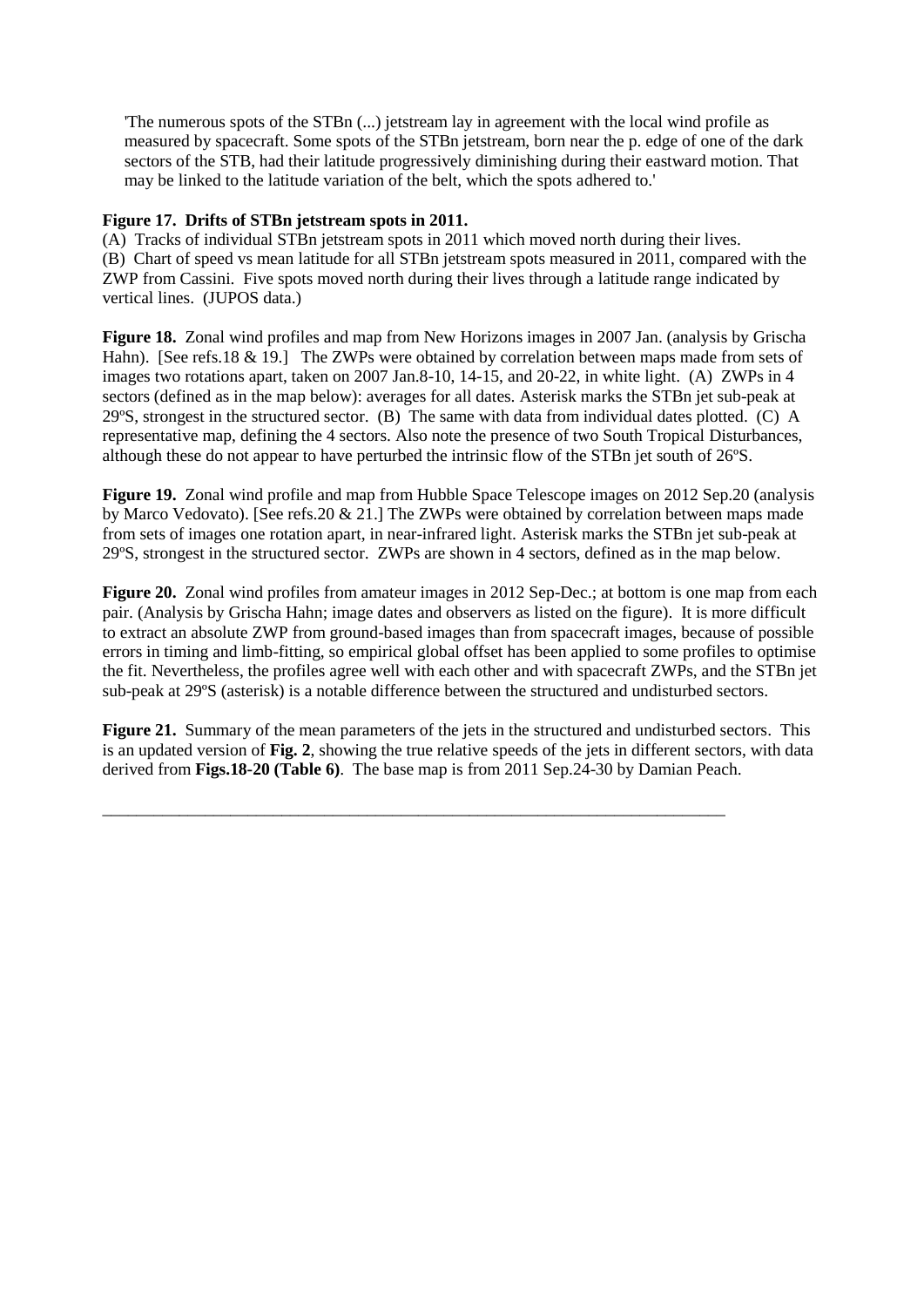'The numerous spots of the STBn (...) jetstream lay in agreement with the local wind profile as measured by spacecraft. Some spots of the STBn jetstream, born near the p. edge of one of the dark sectors of the STB, had their latitude progressively diminishing during their eastward motion. That may be linked to the latitude variation of the belt, which the spots adhered to.'

**Figure 17. Drifts of STBn jetstream spots in 2011.**
(A) Tracks of individual STBn jetstream spots in 2011 which moved north during their lives.
(B) Chart of speed vs mean latitude for all STBn jetstream spots measured in 2011, compared with the ZWP from Cassini. Five spots moved north during their lives through a latitude range indicated by vertical lines. (JUPOS data.)

**Figure 18.** Zonal wind profiles and map from New Horizons images in 2007 Jan. (analysis by Grischa Hahn). [See refs.18 & 19.] The ZWPs were obtained by correlation between maps made from sets of images two rotations apart, taken on 2007 Jan.8-10, 14-15, and 20-22, in white light. (A) ZWPs in 4 sectors (defined as in the map below): averages for all dates. Asterisk marks the STBn jet sub-peak at 29ºS, strongest in the structured sector. (B) The same with data from individual dates plotted. (C) A representative map, defining the 4 sectors. Also note the presence of two South Tropical Disturbances, although these do not appear to have perturbed the intrinsic flow of the STBn jet south of 26ºS.

**Figure 19.** Zonal wind profile and map from Hubble Space Telescope images on 2012 Sep.20 (analysis by Marco Vedovato). [See refs.20 & 21.] The ZWPs were obtained by correlation between maps made from sets of images one rotation apart, in near-infrared light. Asterisk marks the STBn jet sub-peak at 29ºS, strongest in the structured sector. ZWPs are shown in 4 sectors, defined as in the map below.

**Figure 20.** Zonal wind profiles from amateur images in 2012 Sep-Dec.; at bottom is one map from each pair. (Analysis by Grischa Hahn; image dates and observers as listed on the figure). It is more difficult to extract an absolute ZWP from ground-based images than from spacecraft images, because of possible errors in timing and limb-fitting, so empirical global offset has been applied to some profiles to optimise the fit. Nevertheless, the profiles agree well with each other and with spacecraft ZWPs, and the STBn jet sub-peak at 29ºS (asterisk) is a notable difference between the structured and undisturbed sectors.

**Figure 21.** Summary of the mean parameters of the jets in the structured and undisturbed sectors. This is an updated version of **Fig. 2**, showing the true relative speeds of the jets in different sectors, with data derived from **Figs.18-20 (Table 6)**. The base map is from 2011 Sep.24-30 by Damian Peach.

---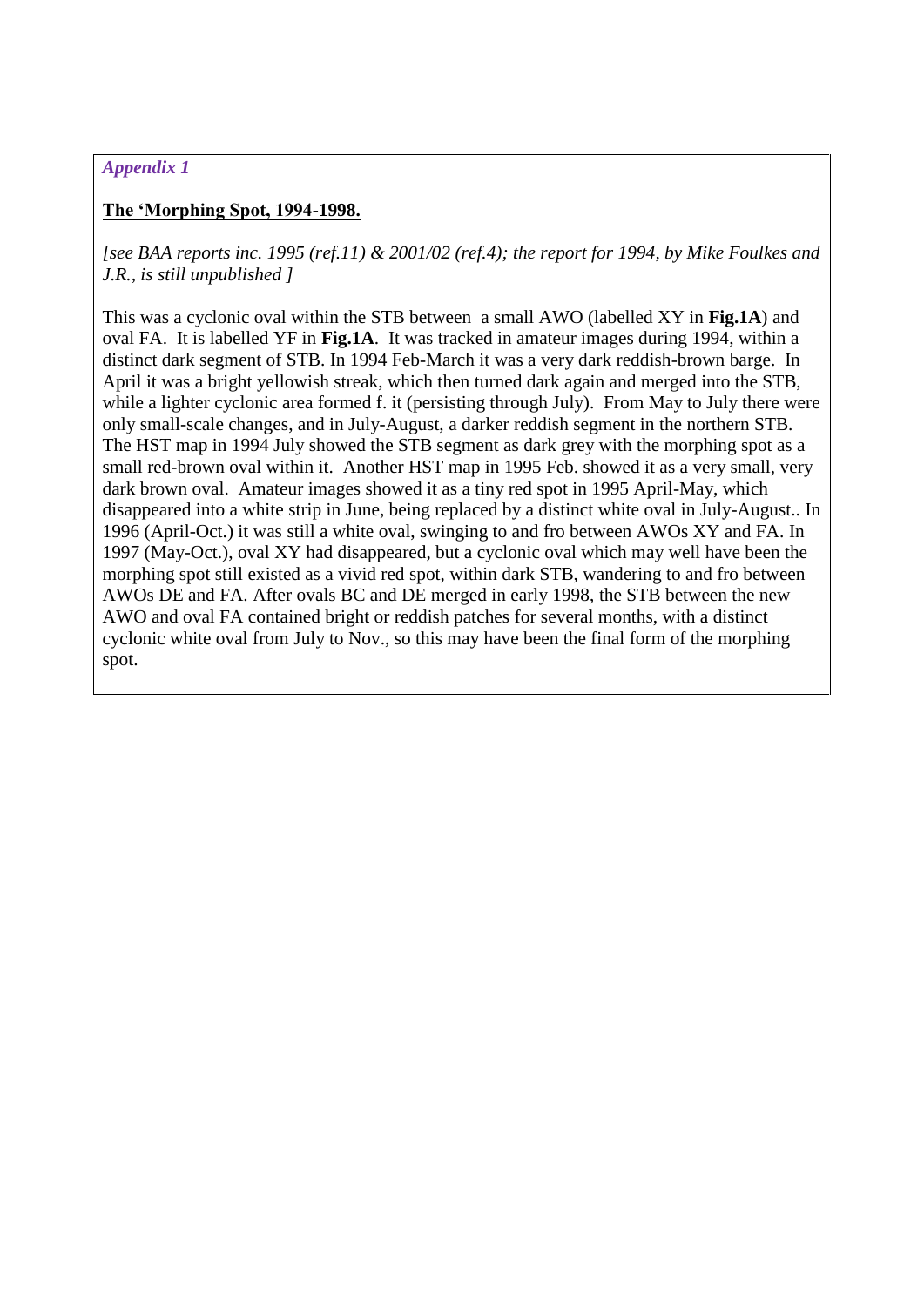*Appendix 1*

**The 'Morphing Spot, 1994-1998.**

*[see BAA reports inc. 1995 (ref.11) & 2001/02 (ref.4); the report for 1994, by Mike Foulkes and J.R., is still unpublished ]*

This was a cyclonic oval within the STB between a small AWO (labelled XY in **Fig.1A**) and oval FA. It is labelled YF in **Fig.1A**. It was tracked in amateur images during 1994, within a distinct dark segment of STB. In 1994 Feb-March it was a very dark reddish-brown barge. In April it was a bright yellowish streak, which then turned dark again and merged into the STB, while a lighter cyclonic area formed f. it (persisting through July). From May to July there were only small-scale changes, and in July-August, a darker reddish segment in the northern STB. The HST map in 1994 July showed the STB segment as dark grey with the morphing spot as a small red-brown oval within it. Another HST map in 1995 Feb. showed it as a very small, very dark brown oval. Amateur images showed it as a tiny red spot in 1995 April-May, which disappeared into a white strip in June, being replaced by a distinct white oval in July-August.. In 1996 (April-Oct.) it was still a white oval, swinging to and fro between AWOs XY and FA. In 1997 (May-Oct.), oval XY had disappeared, but a cyclonic oval which may well have been the morphing spot still existed as a vivid red spot, within dark STB, wandering to and fro between AWOs DE and FA. After ovals BC and DE merged in early 1998, the STB between the new AWO and oval FA contained bright or reddish patches for several months, with a distinct cyclonic white oval from July to Nov., so this may have been the final form of the morphing spot.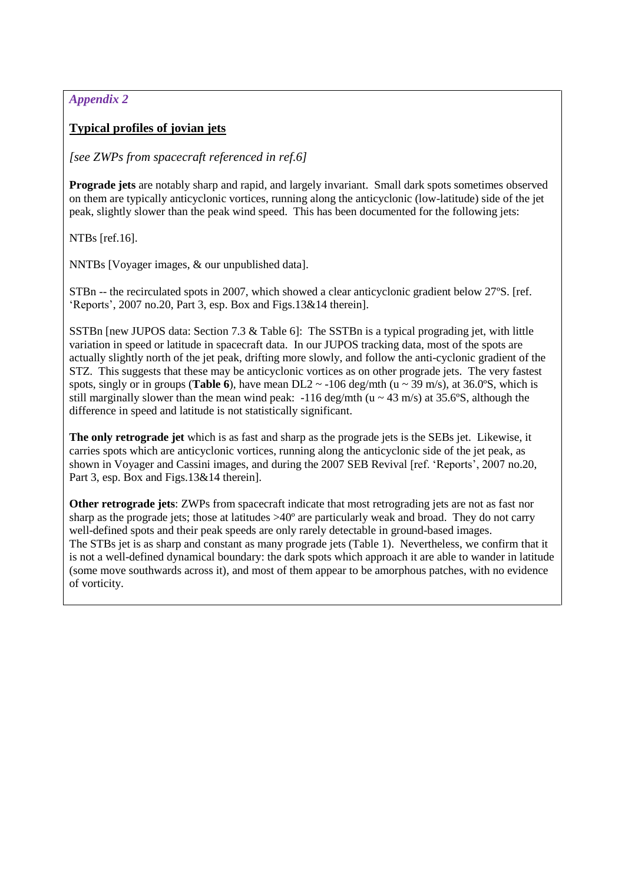*Appendix 2*

## Typical profiles of jovian jets

*[see ZWPs from spacecraft referenced in ref.6]*

**Prograde jets** are notably sharp and rapid, and largely invariant. Small dark spots sometimes observed on them are typically anticyclonic vortices, running along the anticyclonic (low-latitude) side of the jet peak, slightly slower than the peak wind speed. This has been documented for the following jets:

NTBs [ref.16].

NNTBs [Voyager images, & our unpublished data].

STBn -- the recirculated spots in 2007, which showed a clear anticyclonic gradient below 27ºS. [ref. 'Reports', 2007 no.20, Part 3, esp. Box and Figs.13&14 therein].

SSTBn [new JUPOS data: Section 7.3 & Table 6]: The SSTBn is a typical prograding jet, with little variation in speed or latitude in spacecraft data. In our JUPOS tracking data, most of the spots are actually slightly north of the jet peak, drifting more slowly, and follow the anti-cyclonic gradient of the STZ. This suggests that these may be anticyclonic vortices as on other prograde jets. The very fastest spots, singly or in groups (**Table 6**), have mean DL2 ~ -106 deg/mth (u ~ 39 m/s), at 36.0ºS, which is still marginally slower than the mean wind peak: -116 deg/mth (u ~ 43 m/s) at 35.6ºS, although the difference in speed and latitude is not statistically significant.

**The only retrograde jet** which is as fast and sharp as the prograde jets is the SEBs jet. Likewise, it carries spots which are anticyclonic vortices, running along the anticyclonic side of the jet peak, as shown in Voyager and Cassini images, and during the 2007 SEB Revival [ref. 'Reports', 2007 no.20, Part 3, esp. Box and Figs.13&14 therein].

**Other retrograde jets**: ZWPs from spacecraft indicate that most retrograding jets are not as fast nor sharp as the prograde jets; those at latitudes >40º are particularly weak and broad. They do not carry well-defined spots and their peak speeds are only rarely detectable in ground-based images.
The STBs jet is as sharp and constant as many prograde jets (Table 1). Nevertheless, we confirm that it is not a well-defined dynamical boundary: the dark spots which approach it are able to wander in latitude (some move southwards across it), and most of them appear to be amorphous patches, with no evidence of vorticity.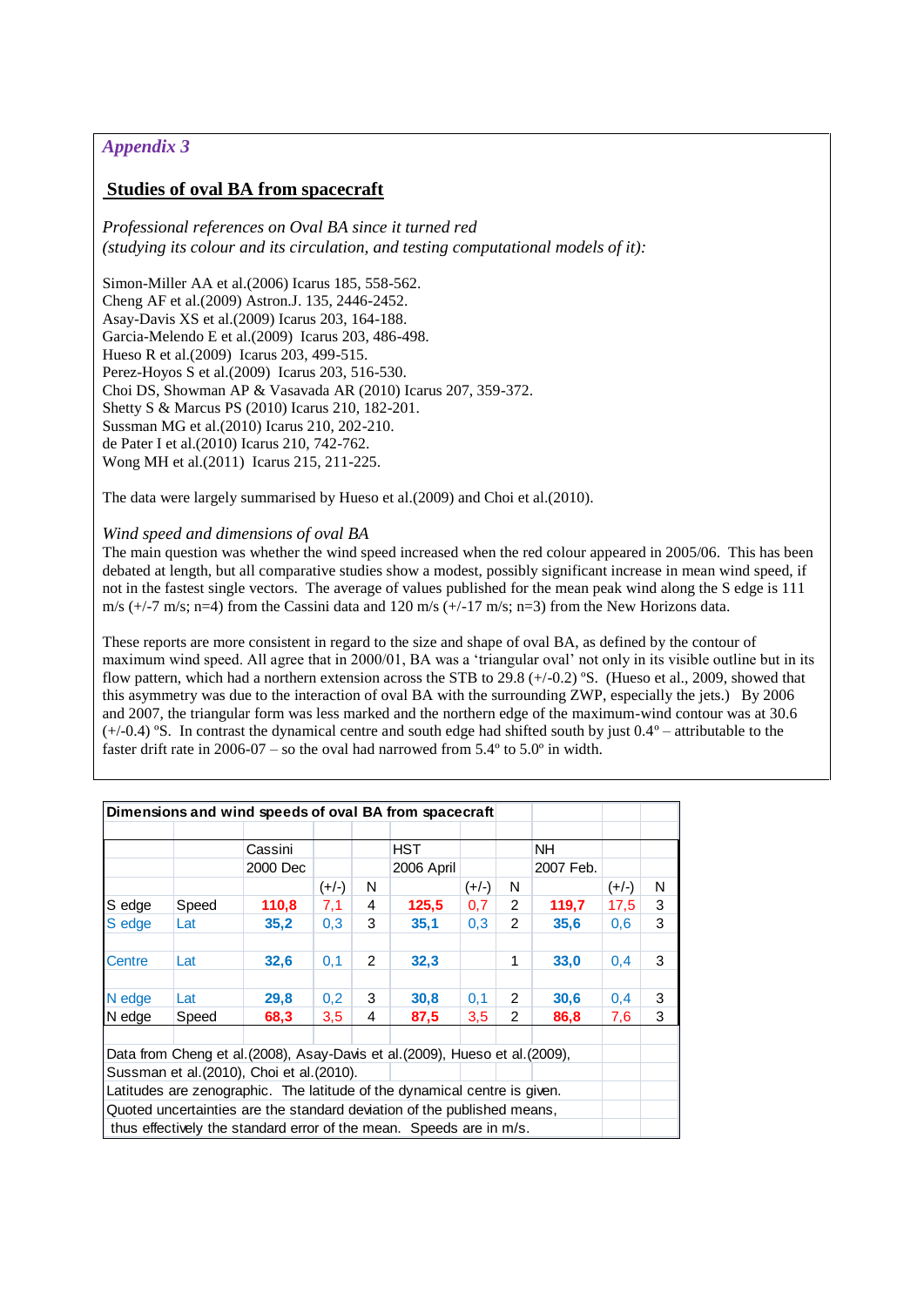*Appendix 3*

## Studies of oval BA from spacecraft

*Professional references on Oval BA since it turned red*
*(studying its colour and its circulation, and testing computational models of it):*

Simon-Miller AA et al.(2006) Icarus 185, 558-562.
Cheng AF et al.(2009) Astron.J. 135, 2446-2452.
Asay-Davis XS et al.(2009) Icarus 203, 164-188.
Garcia-Melendo E et al.(2009) Icarus 203, 486-498.
Hueso R et al.(2009) Icarus 203, 499-515.
Perez-Hoyos S et al.(2009) Icarus 203, 516-530.
Choi DS, Showman AP & Vasavada AR (2010) Icarus 207, 359-372.
Shetty S & Marcus PS (2010) Icarus 210, 182-201.
Sussman MG et al.(2010) Icarus 210, 202-210.
de Pater I et al.(2010) Icarus 210, 742-762.
Wong MH et al.(2011) Icarus 215, 211-225.

The data were largely summarised by Hueso et al.(2009) and Choi et al.(2010).

*Wind speed and dimensions of oval BA*

The main question was whether the wind speed increased when the red colour appeared in 2005/06. This has been debated at length, but all comparative studies show a modest, possibly significant increase in mean wind speed, if not in the fastest single vectors. The average of values published for the mean peak wind along the S edge is 111 m/s (+/-7 m/s; n=4) from the Cassini data and 120 m/s (+/-17 m/s; n=3) from the New Horizons data.

These reports are more consistent in regard to the size and shape of oval BA, as defined by the contour of maximum wind speed. All agree that in 2000/01, BA was a 'triangular oval' not only in its visible outline but in its flow pattern, which had a northern extension across the STB to 29.8 (+/-0.2) ºS. (Hueso et al., 2009, showed that this asymmetry was due to the interaction of oval BA with the surrounding ZWP, especially the jets.) By 2006 and 2007, the triangular form was less marked and the northern edge of the maximum-wind contour was at 30.6 (+/-0.4) ºS. In contrast the dynamical centre and south edge had shifted south by just 0.4º – attributable to the faster drift rate in 2006-07 – so the oval had narrowed from 5.4º to 5.0º in width.

**Dimensions and wind speeds of oval BA from spacecraft**

| | | Cassini | | | HST | | | NH | | |
|---|---|---|---|---|---|---|---|---|---|---|
| | | 2000 Dec | | | 2006 April | | | 2007 Feb. | | |
| | | | (+/-) | N | | (+/-) | N | | (+/-) | N |
| S edge | Speed | 110,8 | 7,1 | 4 | 125,5 | 0,7 | 2 | 119,7 | 17,5 | 3 |
| S edge | Lat | 35,2 | 0,3 | 3 | 35,1 | 0,3 | 2 | 35,6 | 0,6 | 3 |
| Centre | Lat | 32,6 | 0,1 | 2 | 32,3 | | 1 | 33,0 | 0,4 | 3 |
| N edge | Lat | 29,8 | 0,2 | 3 | 30,8 | 0,1 | 2 | 30,6 | 0,4 | 3 |
| N edge | Speed | 68,3 | 3,5 | 4 | 87,5 | 3,5 | 2 | 86,8 | 7,6 | 3 |

Data from Cheng et al.(2008), Asay-Davis et al.(2009), Hueso et al.(2009), Sussman et al.(2010), Choi et al.(2010).
Latitudes are zenographic. The latitude of the dynamical centre is given.
Quoted uncertainties are the standard deviation of the published means, thus effectively the standard error of the mean. Speeds are in m/s.